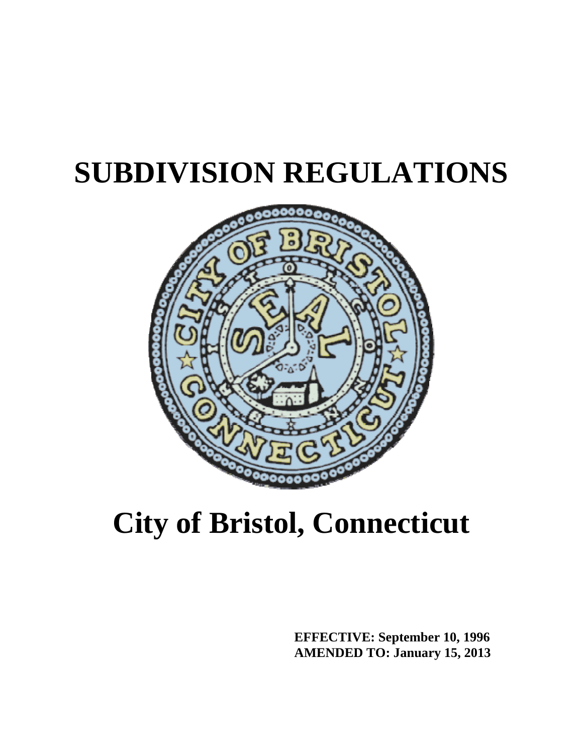# SUBDIVISION REGULATIONS

# City of Bristol, Connecticut

**EFFECTIVE: September 10, 1996**
**AMENDED TO: January 15, 2013**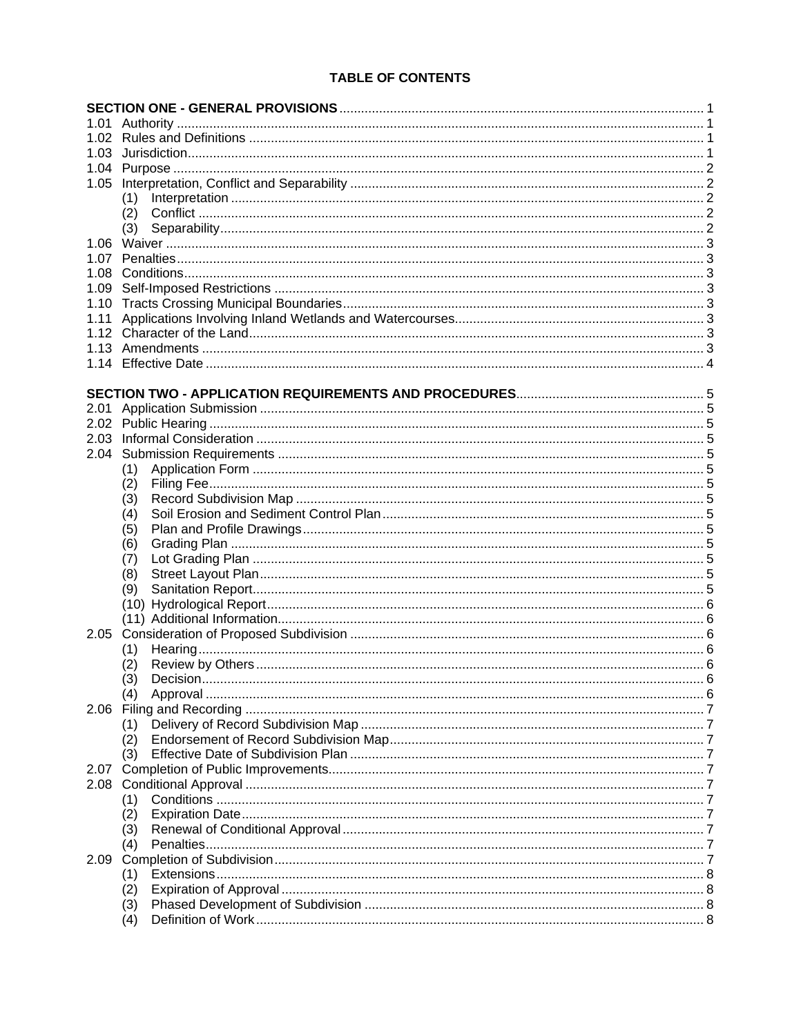# TABLE OF CONTENTS

**SECTION ONE - GENERAL PROVISIONS** ..... 1

1.01 Authority ..... 1
1.02 Rules and Definitions ..... 1
1.03 Jurisdiction ..... 1
1.04 Purpose ..... 2
1.05 Interpretation, Conflict and Separability ..... 2
- (1) Interpretation ..... 2
- (2) Conflict ..... 2
- (3) Separability ..... 2

1.06 Waiver ..... 3
1.07 Penalties ..... 3
1.08 Conditions ..... 3
1.09 Self-Imposed Restrictions ..... 3
1.10 Tracts Crossing Municipal Boundaries ..... 3
1.11 Applications Involving Inland Wetlands and Watercourses ..... 3
1.12 Character of the Land ..... 3
1.13 Amendments ..... 3
1.14 Effective Date ..... 4

**SECTION TWO - APPLICATION REQUIREMENTS AND PROCEDURES** ..... 5

2.01 Application Submission ..... 5
2.02 Public Hearing ..... 5
2.03 Informal Consideration ..... 5
2.04 Submission Requirements ..... 5
- (1) Application Form ..... 5
- (2) Filing Fee ..... 5
- (3) Record Subdivision Map ..... 5
- (4) Soil Erosion and Sediment Control Plan ..... 5
- (5) Plan and Profile Drawings ..... 5
- (6) Grading Plan ..... 5
- (7) Lot Grading Plan ..... 5
- (8) Street Layout Plan ..... 5
- (9) Sanitation Report ..... 5
- (10) Hydrological Report ..... 6
- (11) Additional Information ..... 6

2.05 Consideration of Proposed Subdivision ..... 6
- (1) Hearing ..... 6
- (2) Review by Others ..... 6
- (3) Decision ..... 6
- (4) Approval ..... 6

2.06 Filing and Recording ..... 7
- (1) Delivery of Record Subdivision Map ..... 7
- (2) Endorsement of Record Subdivision Map ..... 7
- (3) Effective Date of Subdivision Plan ..... 7

2.07 Completion of Public Improvements ..... 7
2.08 Conditional Approval ..... 7
- (1) Conditions ..... 7
- (2) Expiration Date ..... 7
- (3) Renewal of Conditional Approval ..... 7
- (4) Penalties ..... 7

2.09 Completion of Subdivision ..... 7
- (1) Extensions ..... 8
- (2) Expiration of Approval ..... 8
- (3) Phased Development of Subdivision ..... 8
- (4) Definition of Work ..... 8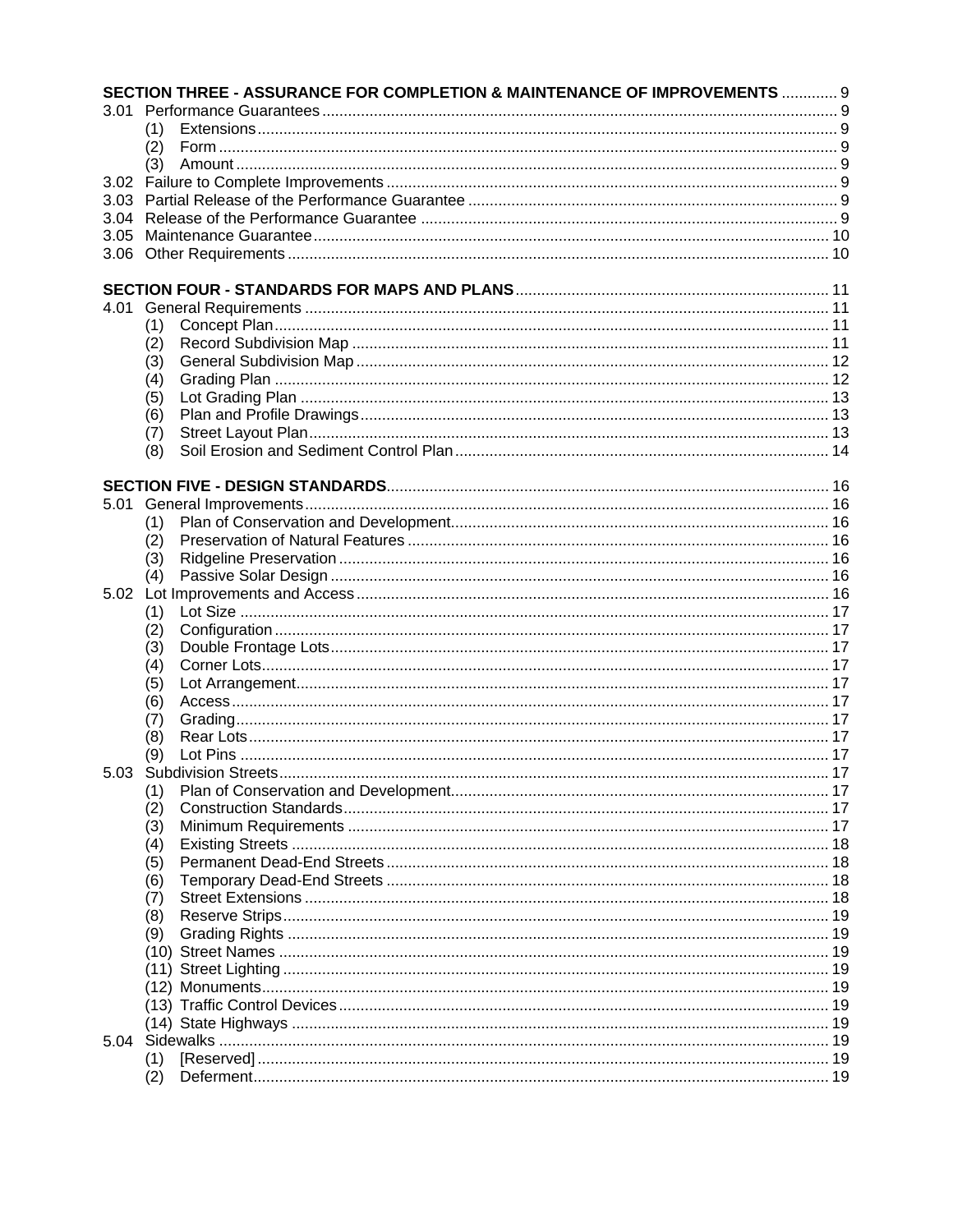**SECTION THREE - ASSURANCE FOR COMPLETION & MAINTENANCE OF IMPROVEMENTS** ............. 9
3.01 Performance Guarantees ........................................................ 9
(1) Extensions ........................................................ 9
(2) Form ........................................................ 9
(3) Amount ........................................................ 9
3.02 Failure to Complete Improvements ........................................................ 9
3.03 Partial Release of the Performance Guarantee ........................................................ 9
3.04 Release of the Performance Guarantee ........................................................ 9
3.05 Maintenance Guarantee ........................................................ 10
3.06 Other Requirements ........................................................ 10

**SECTION FOUR - STANDARDS FOR MAPS AND PLANS** ........................................................ 11
4.01 General Requirements ........................................................ 11
(1) Concept Plan ........................................................ 11
(2) Record Subdivision Map ........................................................ 11
(3) General Subdivision Map ........................................................ 12
(4) Grading Plan ........................................................ 12
(5) Lot Grading Plan ........................................................ 13
(6) Plan and Profile Drawings ........................................................ 13
(7) Street Layout Plan ........................................................ 13
(8) Soil Erosion and Sediment Control Plan ........................................................ 14

**SECTION FIVE - DESIGN STANDARDS** ........................................................ 16
5.01 General Improvements ........................................................ 16
(1) Plan of Conservation and Development ........................................................ 16
(2) Preservation of Natural Features ........................................................ 16
(3) Ridgeline Preservation ........................................................ 16
(4) Passive Solar Design ........................................................ 16
5.02 Lot Improvements and Access ........................................................ 16
(1) Lot Size ........................................................ 17
(2) Configuration ........................................................ 17
(3) Double Frontage Lots ........................................................ 17
(4) Corner Lots ........................................................ 17
(5) Lot Arrangement ........................................................ 17
(6) Access ........................................................ 17
(7) Grading ........................................................ 17
(8) Rear Lots ........................................................ 17
(9) Lot Pins ........................................................ 17
5.03 Subdivision Streets ........................................................ 17
(1) Plan of Conservation and Development ........................................................ 17
(2) Construction Standards ........................................................ 17
(3) Minimum Requirements ........................................................ 17
(4) Existing Streets ........................................................ 18
(5) Permanent Dead-End Streets ........................................................ 18
(6) Temporary Dead-End Streets ........................................................ 18
(7) Street Extensions ........................................................ 18
(8) Reserve Strips ........................................................ 19
(9) Grading Rights ........................................................ 19
(10) Street Names ........................................................ 19
(11) Street Lighting ........................................................ 19
(12) Monuments ........................................................ 19
(13) Traffic Control Devices ........................................................ 19
(14) State Highways ........................................................ 19
5.04 Sidewalks ........................................................ 19
(1) [Reserved] ........................................................ 19
(2) Deferment ........................................................ 19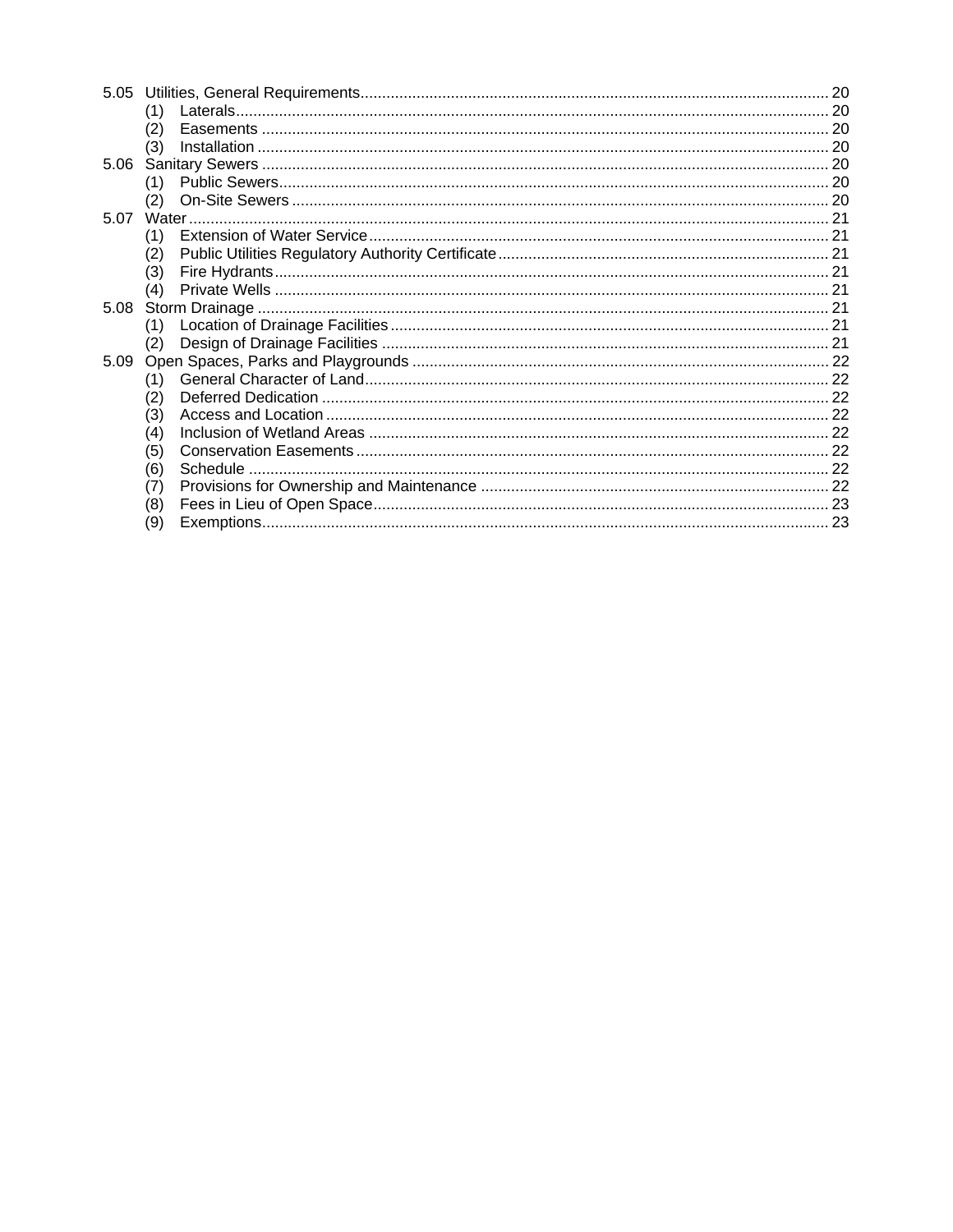5.05 Utilities, General Requirements ............................................................ 20
- (1) Laterals ............................................................ 20
- (2) Easements ............................................................ 20
- (3) Installation ............................................................ 20

5.06 Sanitary Sewers ............................................................ 20
- (1) Public Sewers ............................................................ 20
- (2) On-Site Sewers ............................................................ 20

5.07 Water ............................................................ 21
- (1) Extension of Water Service ............................................................ 21
- (2) Public Utilities Regulatory Authority Certificate ............................................................ 21
- (3) Fire Hydrants ............................................................ 21
- (4) Private Wells ............................................................ 21

5.08 Storm Drainage ............................................................ 21
- (1) Location of Drainage Facilities ............................................................ 21
- (2) Design of Drainage Facilities ............................................................ 21

5.09 Open Spaces, Parks and Playgrounds ............................................................ 22
- (1) General Character of Land ............................................................ 22
- (2) Deferred Dedication ............................................................ 22
- (3) Access and Location ............................................................ 22
- (4) Inclusion of Wetland Areas ............................................................ 22
- (5) Conservation Easements ............................................................ 22
- (6) Schedule ............................................................ 22
- (7) Provisions for Ownership and Maintenance ............................................................ 22
- (8) Fees in Lieu of Open Space ............................................................ 23
- (9) Exemptions ............................................................ 23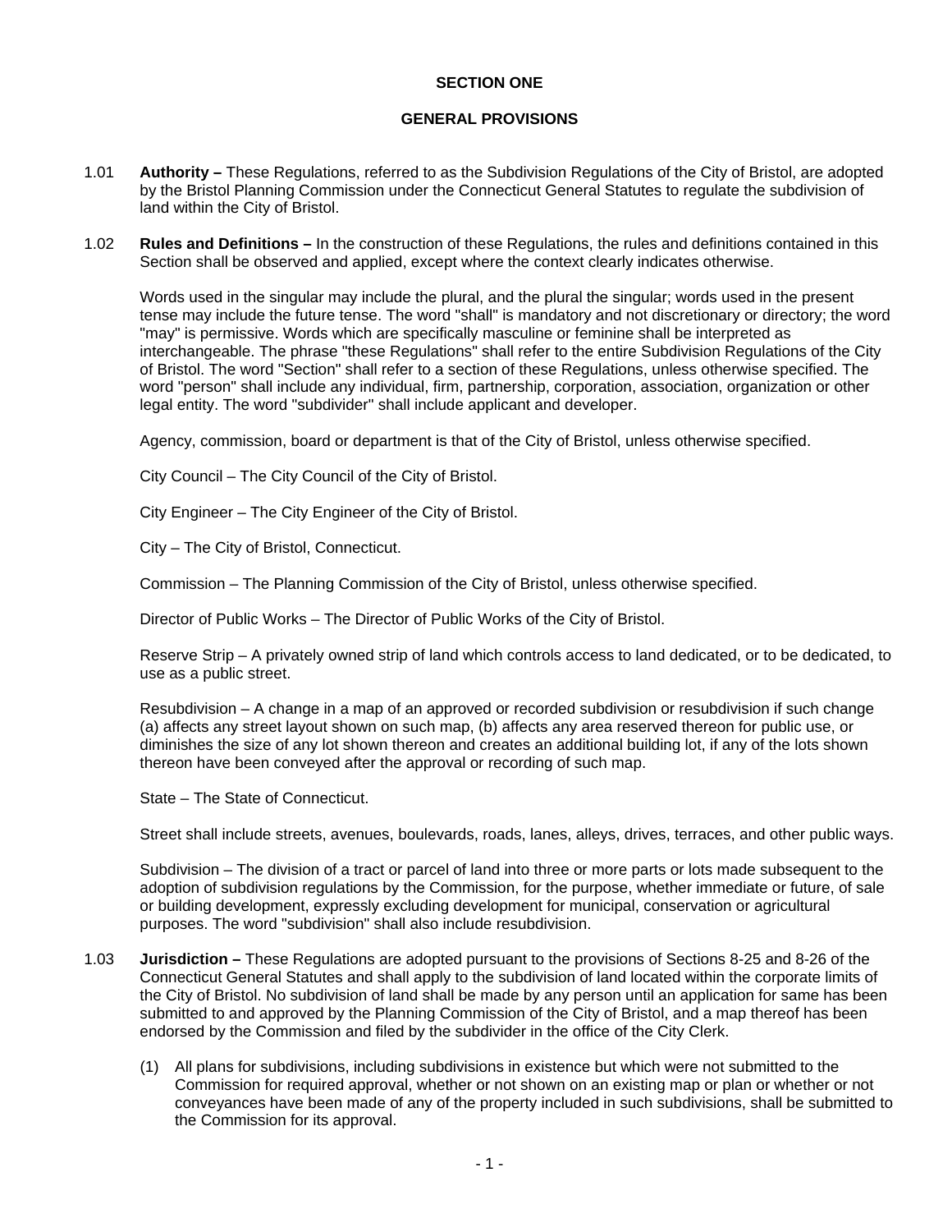# SECTION ONE

## GENERAL PROVISIONS

1.01 **Authority –** These Regulations, referred to as the Subdivision Regulations of the City of Bristol, are adopted by the Bristol Planning Commission under the Connecticut General Statutes to regulate the subdivision of land within the City of Bristol.

1.02 **Rules and Definitions –** In the construction of these Regulations, the rules and definitions contained in this Section shall be observed and applied, except where the context clearly indicates otherwise.

Words used in the singular may include the plural, and the plural the singular; words used in the present tense may include the future tense. The word "shall" is mandatory and not discretionary or directory; the word "may" is permissive. Words which are specifically masculine or feminine shall be interpreted as interchangeable. The phrase "these Regulations" shall refer to the entire Subdivision Regulations of the City of Bristol. The word "Section" shall refer to a section of these Regulations, unless otherwise specified. The word "person" shall include any individual, firm, partnership, corporation, association, organization or other legal entity. The word "subdivider" shall include applicant and developer.

Agency, commission, board or department is that of the City of Bristol, unless otherwise specified.

City Council – The City Council of the City of Bristol.

City Engineer – The City Engineer of the City of Bristol.

City – The City of Bristol, Connecticut.

Commission – The Planning Commission of the City of Bristol, unless otherwise specified.

Director of Public Works – The Director of Public Works of the City of Bristol.

Reserve Strip – A privately owned strip of land which controls access to land dedicated, or to be dedicated, to use as a public street.

Resubdivision – A change in a map of an approved or recorded subdivision or resubdivision if such change (a) affects any street layout shown on such map, (b) affects any area reserved thereon for public use, or diminishes the size of any lot shown thereon and creates an additional building lot, if any of the lots shown thereon have been conveyed after the approval or recording of such map.

State – The State of Connecticut.

Street shall include streets, avenues, boulevards, roads, lanes, alleys, drives, terraces, and other public ways.

Subdivision – The division of a tract or parcel of land into three or more parts or lots made subsequent to the adoption of subdivision regulations by the Commission, for the purpose, whether immediate or future, of sale or building development, expressly excluding development for municipal, conservation or agricultural purposes. The word "subdivision" shall also include resubdivision.

1.03 **Jurisdiction –** These Regulations are adopted pursuant to the provisions of Sections 8-25 and 8-26 of the Connecticut General Statutes and shall apply to the subdivision of land located within the corporate limits of the City of Bristol. No subdivision of land shall be made by any person until an application for same has been submitted to and approved by the Planning Commission of the City of Bristol, and a map thereof has been endorsed by the Commission and filed by the subdivider in the office of the City Clerk.

(1) All plans for subdivisions, including subdivisions in existence but which were not submitted to the Commission for required approval, whether or not shown on an existing map or plan or whether or not conveyances have been made of any of the property included in such subdivisions, shall be submitted to the Commission for its approval.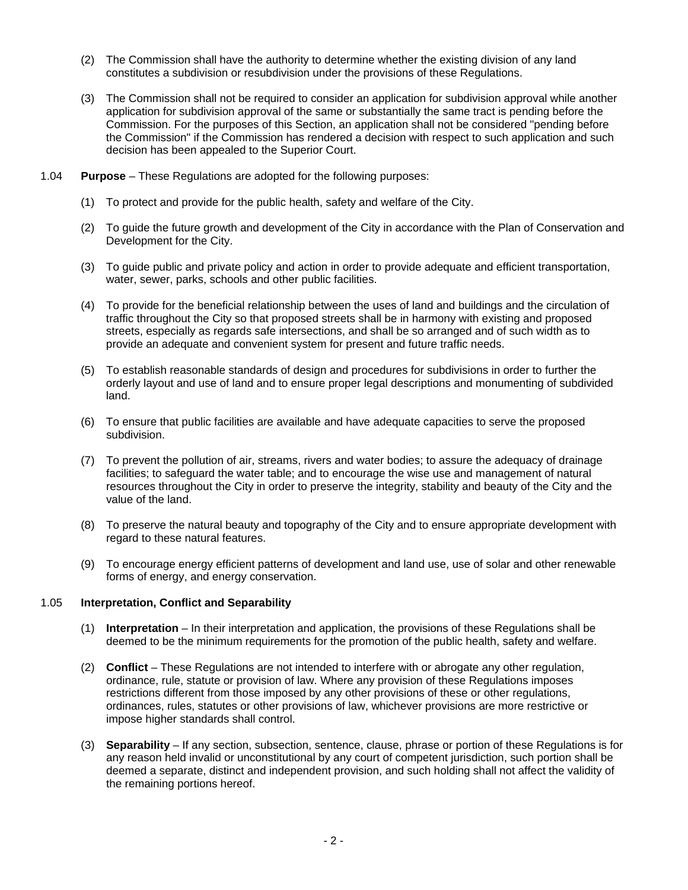(2) The Commission shall have the authority to determine whether the existing division of any land constitutes a subdivision or resubdivision under the provisions of these Regulations.

(3) The Commission shall not be required to consider an application for subdivision approval while another application for subdivision approval of the same or substantially the same tract is pending before the Commission. For the purposes of this Section, an application shall not be considered "pending before the Commission" if the Commission has rendered a decision with respect to such application and such decision has been appealed to the Superior Court.

1.04 **Purpose** – These Regulations are adopted for the following purposes:

(1) To protect and provide for the public health, safety and welfare of the City.

(2) To guide the future growth and development of the City in accordance with the Plan of Conservation and Development for the City.

(3) To guide public and private policy and action in order to provide adequate and efficient transportation, water, sewer, parks, schools and other public facilities.

(4) To provide for the beneficial relationship between the uses of land and buildings and the circulation of traffic throughout the City so that proposed streets shall be in harmony with existing and proposed streets, especially as regards safe intersections, and shall be so arranged and of such width as to provide an adequate and convenient system for present and future traffic needs.

(5) To establish reasonable standards of design and procedures for subdivisions in order to further the orderly layout and use of land and to ensure proper legal descriptions and monumenting of subdivided land.

(6) To ensure that public facilities are available and have adequate capacities to serve the proposed subdivision.

(7) To prevent the pollution of air, streams, rivers and water bodies; to assure the adequacy of drainage facilities; to safeguard the water table; and to encourage the wise use and management of natural resources throughout the City in order to preserve the integrity, stability and beauty of the City and the value of the land.

(8) To preserve the natural beauty and topography of the City and to ensure appropriate development with regard to these natural features.

(9) To encourage energy efficient patterns of development and land use, use of solar and other renewable forms of energy, and energy conservation.

1.05 **Interpretation, Conflict and Separability**

(1) **Interpretation** – In their interpretation and application, the provisions of these Regulations shall be deemed to be the minimum requirements for the promotion of the public health, safety and welfare.

(2) **Conflict** – These Regulations are not intended to interfere with or abrogate any other regulation, ordinance, rule, statute or provision of law. Where any provision of these Regulations imposes restrictions different from those imposed by any other provisions of these or other regulations, ordinances, rules, statutes or other provisions of law, whichever provisions are more restrictive or impose higher standards shall control.

(3) **Separability** – If any section, subsection, sentence, clause, phrase or portion of these Regulations is for any reason held invalid or unconstitutional by any court of competent jurisdiction, such portion shall be deemed a separate, distinct and independent provision, and such holding shall not affect the validity of the remaining portions hereof.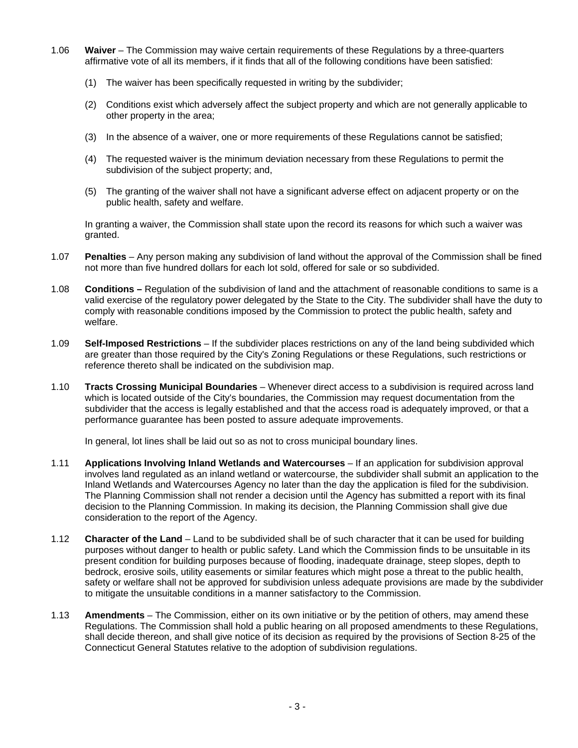1.06 **Waiver** – The Commission may waive certain requirements of these Regulations by a three-quarters affirmative vote of all its members, if it finds that all of the following conditions have been satisfied:

(1) The waiver has been specifically requested in writing by the subdivider;

(2) Conditions exist which adversely affect the subject property and which are not generally applicable to other property in the area;

(3) In the absence of a waiver, one or more requirements of these Regulations cannot be satisfied;

(4) The requested waiver is the minimum deviation necessary from these Regulations to permit the subdivision of the subject property; and,

(5) The granting of the waiver shall not have a significant adverse effect on adjacent property or on the public health, safety and welfare.

In granting a waiver, the Commission shall state upon the record its reasons for which such a waiver was granted.

1.07 **Penalties** – Any person making any subdivision of land without the approval of the Commission shall be fined not more than five hundred dollars for each lot sold, offered for sale or so subdivided.

1.08 **Conditions –** Regulation of the subdivision of land and the attachment of reasonable conditions to same is a valid exercise of the regulatory power delegated by the State to the City. The subdivider shall have the duty to comply with reasonable conditions imposed by the Commission to protect the public health, safety and welfare.

1.09 **Self-Imposed Restrictions** – If the subdivider places restrictions on any of the land being subdivided which are greater than those required by the City's Zoning Regulations or these Regulations, such restrictions or reference thereto shall be indicated on the subdivision map.

1.10 **Tracts Crossing Municipal Boundaries** – Whenever direct access to a subdivision is required across land which is located outside of the City's boundaries, the Commission may request documentation from the subdivider that the access is legally established and that the access road is adequately improved, or that a performance guarantee has been posted to assure adequate improvements.

In general, lot lines shall be laid out so as not to cross municipal boundary lines.

1.11 **Applications Involving Inland Wetlands and Watercourses** – If an application for subdivision approval involves land regulated as an inland wetland or watercourse, the subdivider shall submit an application to the Inland Wetlands and Watercourses Agency no later than the day the application is filed for the subdivision. The Planning Commission shall not render a decision until the Agency has submitted a report with its final decision to the Planning Commission. In making its decision, the Planning Commission shall give due consideration to the report of the Agency.

1.12 **Character of the Land** – Land to be subdivided shall be of such character that it can be used for building purposes without danger to health or public safety. Land which the Commission finds to be unsuitable in its present condition for building purposes because of flooding, inadequate drainage, steep slopes, depth to bedrock, erosive soils, utility easements or similar features which might pose a threat to the public health, safety or welfare shall not be approved for subdivision unless adequate provisions are made by the subdivider to mitigate the unsuitable conditions in a manner satisfactory to the Commission.

1.13 **Amendments** – The Commission, either on its own initiative or by the petition of others, may amend these Regulations. The Commission shall hold a public hearing on all proposed amendments to these Regulations, shall decide thereon, and shall give notice of its decision as required by the provisions of Section 8-25 of the Connecticut General Statutes relative to the adoption of subdivision regulations.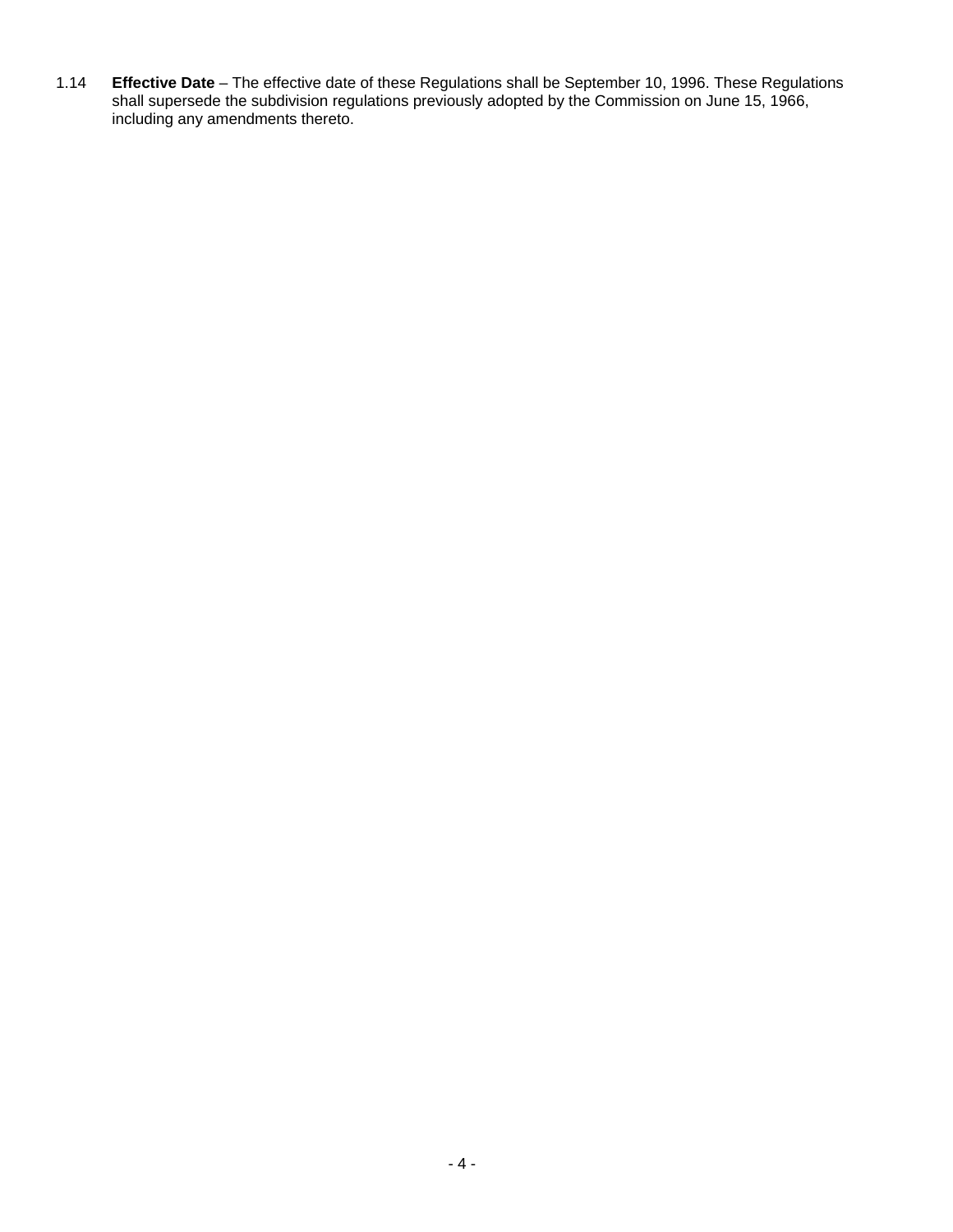1.14 **Effective Date** – The effective date of these Regulations shall be September 10, 1996. These Regulations shall supersede the subdivision regulations previously adopted by the Commission on June 15, 1966, including any amendments thereto.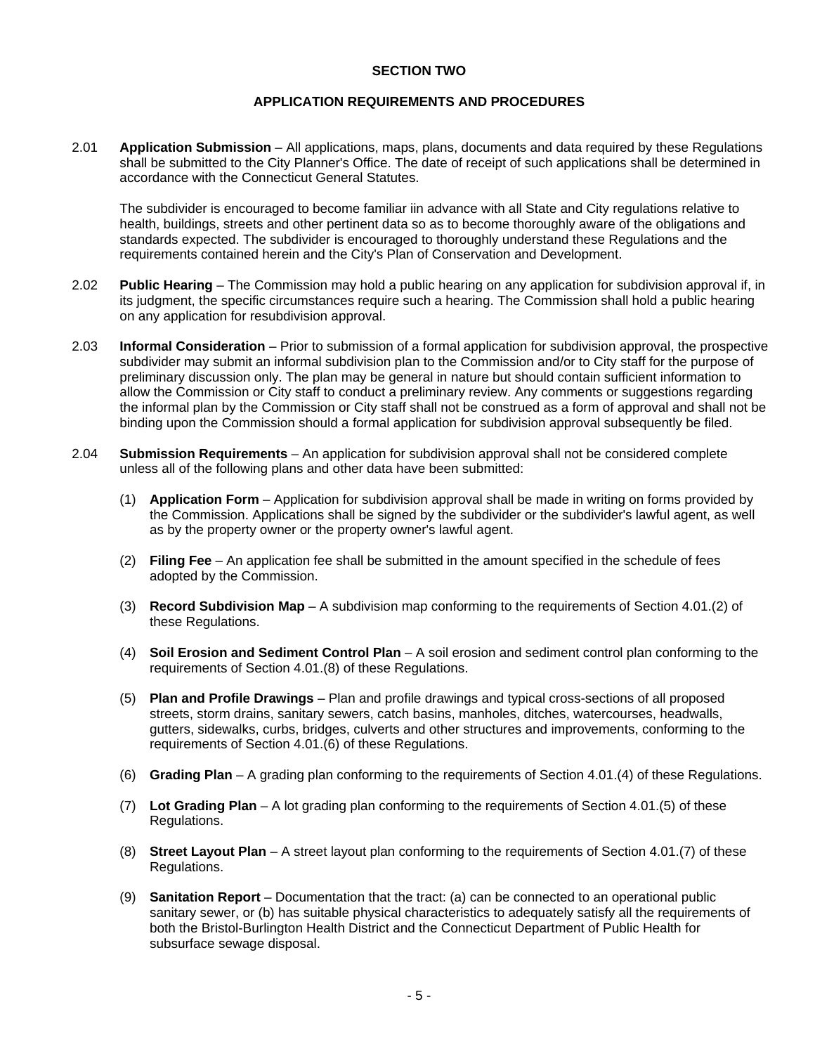# SECTION TWO

## APPLICATION REQUIREMENTS AND PROCEDURES

2.01 **Application Submission** – All applications, maps, plans, documents and data required by these Regulations shall be submitted to the City Planner's Office. The date of receipt of such applications shall be determined in accordance with the Connecticut General Statutes.

The subdivider is encouraged to become familiar iin advance with all State and City regulations relative to health, buildings, streets and other pertinent data so as to become thoroughly aware of the obligations and standards expected. The subdivider is encouraged to thoroughly understand these Regulations and the requirements contained herein and the City's Plan of Conservation and Development.

2.02 **Public Hearing** – The Commission may hold a public hearing on any application for subdivision approval if, in its judgment, the specific circumstances require such a hearing. The Commission shall hold a public hearing on any application for resubdivision approval.

2.03 **Informal Consideration** – Prior to submission of a formal application for subdivision approval, the prospective subdivider may submit an informal subdivision plan to the Commission and/or to City staff for the purpose of preliminary discussion only. The plan may be general in nature but should contain sufficient information to allow the Commission or City staff to conduct a preliminary review. Any comments or suggestions regarding the informal plan by the Commission or City staff shall not be construed as a form of approval and shall not be binding upon the Commission should a formal application for subdivision approval subsequently be filed.

2.04 **Submission Requirements** – An application for subdivision approval shall not be considered complete unless all of the following plans and other data have been submitted:

(1) **Application Form** – Application for subdivision approval shall be made in writing on forms provided by the Commission. Applications shall be signed by the subdivider or the subdivider's lawful agent, as well as by the property owner or the property owner's lawful agent.

(2) **Filing Fee** – An application fee shall be submitted in the amount specified in the schedule of fees adopted by the Commission.

(3) **Record Subdivision Map** – A subdivision map conforming to the requirements of Section 4.01.(2) of these Regulations.

(4) **Soil Erosion and Sediment Control Plan** – A soil erosion and sediment control plan conforming to the requirements of Section 4.01.(8) of these Regulations.

(5) **Plan and Profile Drawings** – Plan and profile drawings and typical cross-sections of all proposed streets, storm drains, sanitary sewers, catch basins, manholes, ditches, watercourses, headwalls, gutters, sidewalks, curbs, bridges, culverts and other structures and improvements, conforming to the requirements of Section 4.01.(6) of these Regulations.

(6) **Grading Plan** – A grading plan conforming to the requirements of Section 4.01.(4) of these Regulations.

(7) **Lot Grading Plan** – A lot grading plan conforming to the requirements of Section 4.01.(5) of these Regulations.

(8) **Street Layout Plan** – A street layout plan conforming to the requirements of Section 4.01.(7) of these Regulations.

(9) **Sanitation Report** – Documentation that the tract: (a) can be connected to an operational public sanitary sewer, or (b) has suitable physical characteristics to adequately satisfy all the requirements of both the Bristol-Burlington Health District and the Connecticut Department of Public Health for subsurface sewage disposal.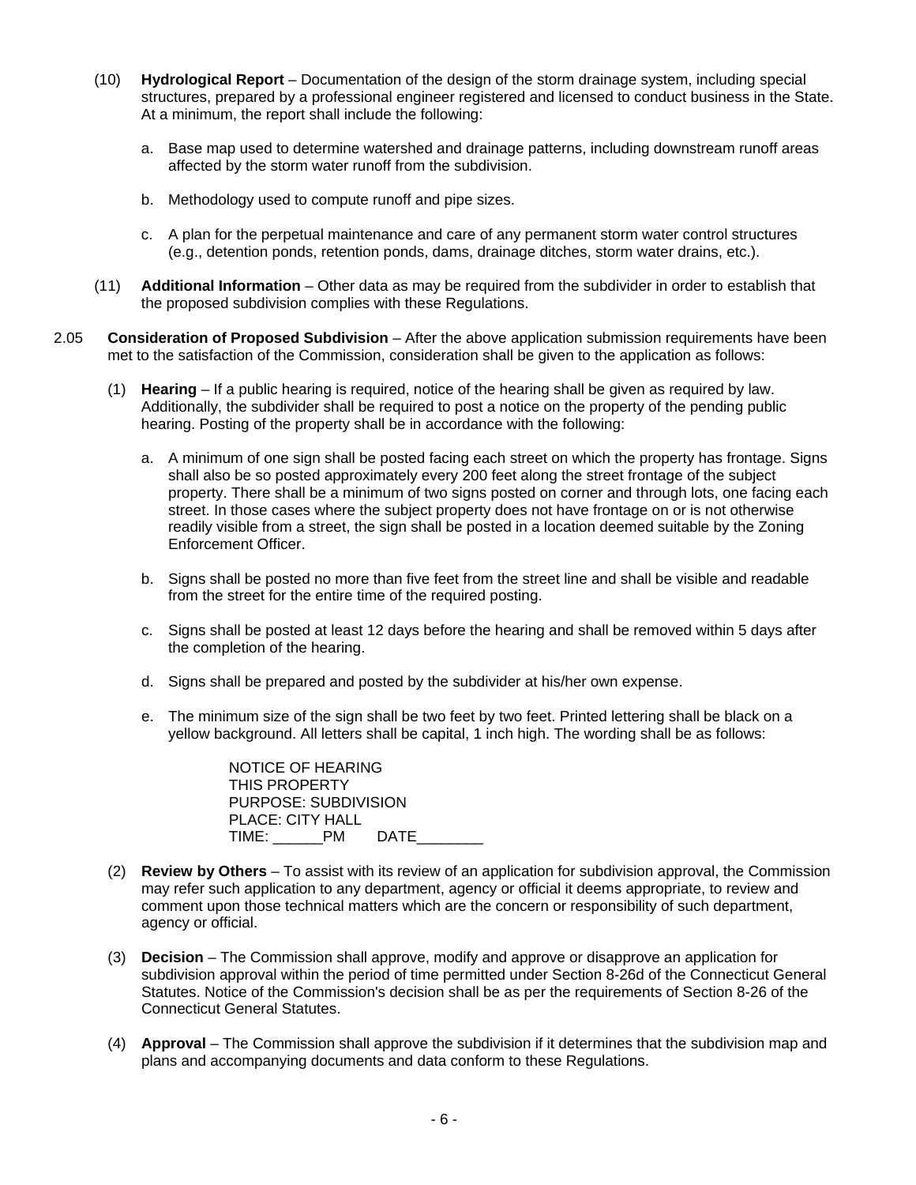(10) **Hydrological Report** – Documentation of the design of the storm drainage system, including special structures, prepared by a professional engineer registered and licensed to conduct business in the State. At a minimum, the report shall include the following:

a. Base map used to determine watershed and drainage patterns, including downstream runoff areas affected by the storm water runoff from the subdivision.

b. Methodology used to compute runoff and pipe sizes.

c. A plan for the perpetual maintenance and care of any permanent storm water control structures (e.g., detention ponds, retention ponds, dams, drainage ditches, storm water drains, etc.).

(11) **Additional Information** – Other data as may be required from the subdivider in order to establish that the proposed subdivision complies with these Regulations.

2.05 **Consideration of Proposed Subdivision** – After the above application submission requirements have been met to the satisfaction of the Commission, consideration shall be given to the application as follows:

(1) **Hearing** – If a public hearing is required, notice of the hearing shall be given as required by law. Additionally, the subdivider shall be required to post a notice on the property of the pending public hearing. Posting of the property shall be in accordance with the following:

a. A minimum of one sign shall be posted facing each street on which the property has frontage. Signs shall also be so posted approximately every 200 feet along the street frontage of the subject property. There shall be a minimum of two signs posted on corner and through lots, one facing each street. In those cases where the subject property does not have frontage on or is not otherwise readily visible from a street, the sign shall be posted in a location deemed suitable by the Zoning Enforcement Officer.

b. Signs shall be posted no more than five feet from the street line and shall be visible and readable from the street for the entire time of the required posting.

c. Signs shall be posted at least 12 days before the hearing and shall be removed within 5 days after the completion of the hearing.

d. Signs shall be prepared and posted by the subdivider at his/her own expense.

e. The minimum size of the sign shall be two feet by two feet. Printed lettering shall be black on a yellow background. All letters shall be capital, 1 inch high. The wording shall be as follows:

NOTICE OF HEARING
THIS PROPERTY
PURPOSE: SUBDIVISION
PLACE: CITY HALL
TIME: ______PM DATE________

(2) **Review by Others** – To assist with its review of an application for subdivision approval, the Commission may refer such application to any department, agency or official it deems appropriate, to review and comment upon those technical matters which are the concern or responsibility of such department, agency or official.

(3) **Decision** – The Commission shall approve, modify and approve or disapprove an application for subdivision approval within the period of time permitted under Section 8-26d of the Connecticut General Statutes. Notice of the Commission's decision shall be as per the requirements of Section 8-26 of the Connecticut General Statutes.

(4) **Approval** – The Commission shall approve the subdivision if it determines that the subdivision map and plans and accompanying documents and data conform to these Regulations.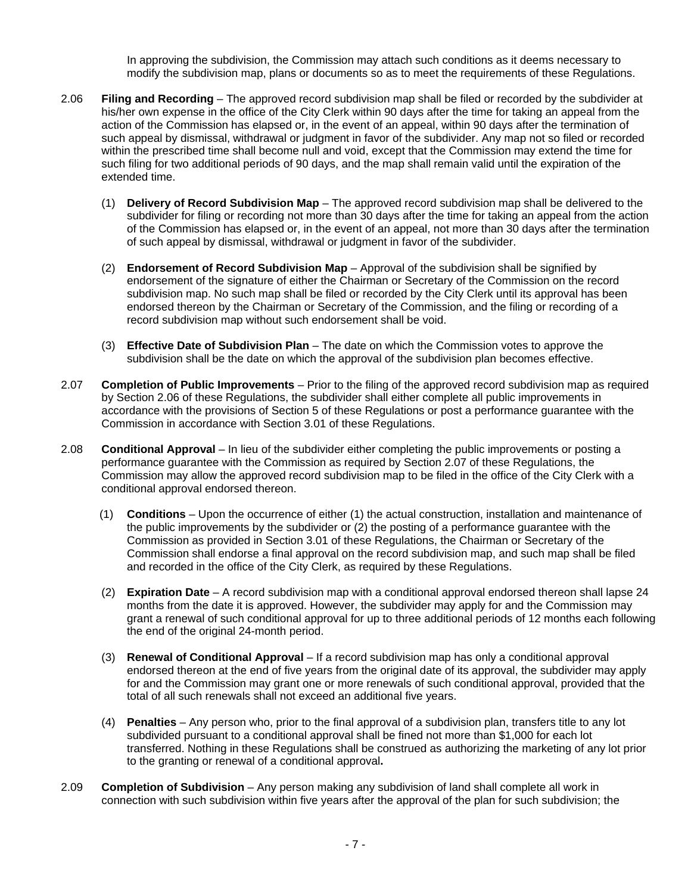In approving the subdivision, the Commission may attach such conditions as it deems necessary to modify the subdivision map, plans or documents so as to meet the requirements of these Regulations.

2.06 **Filing and Recording** – The approved record subdivision map shall be filed or recorded by the subdivider at his/her own expense in the office of the City Clerk within 90 days after the time for taking an appeal from the action of the Commission has elapsed or, in the event of an appeal, within 90 days after the termination of such appeal by dismissal, withdrawal or judgment in favor of the subdivider. Any map not so filed or recorded within the prescribed time shall become null and void, except that the Commission may extend the time for such filing for two additional periods of 90 days, and the map shall remain valid until the expiration of the extended time.

(1) **Delivery of Record Subdivision Map** – The approved record subdivision map shall be delivered to the subdivider for filing or recording not more than 30 days after the time for taking an appeal from the action of the Commission has elapsed or, in the event of an appeal, not more than 30 days after the termination of such appeal by dismissal, withdrawal or judgment in favor of the subdivider.

(2) **Endorsement of Record Subdivision Map** – Approval of the subdivision shall be signified by endorsement of the signature of either the Chairman or Secretary of the Commission on the record subdivision map. No such map shall be filed or recorded by the City Clerk until its approval has been endorsed thereon by the Chairman or Secretary of the Commission, and the filing or recording of a record subdivision map without such endorsement shall be void.

(3) **Effective Date of Subdivision Plan** – The date on which the Commission votes to approve the subdivision shall be the date on which the approval of the subdivision plan becomes effective.

2.07 **Completion of Public Improvements** – Prior to the filing of the approved record subdivision map as required by Section 2.06 of these Regulations, the subdivider shall either complete all public improvements in accordance with the provisions of Section 5 of these Regulations or post a performance guarantee with the Commission in accordance with Section 3.01 of these Regulations.

2.08 **Conditional Approval** – In lieu of the subdivider either completing the public improvements or posting a performance guarantee with the Commission as required by Section 2.07 of these Regulations, the Commission may allow the approved record subdivision map to be filed in the office of the City Clerk with a conditional approval endorsed thereon.

(1) **Conditions** – Upon the occurrence of either (1) the actual construction, installation and maintenance of the public improvements by the subdivider or (2) the posting of a performance guarantee with the Commission as provided in Section 3.01 of these Regulations, the Chairman or Secretary of the Commission shall endorse a final approval on the record subdivision map, and such map shall be filed and recorded in the office of the City Clerk, as required by these Regulations.

(2) **Expiration Date** – A record subdivision map with a conditional approval endorsed thereon shall lapse 24 months from the date it is approved. However, the subdivider may apply for and the Commission may grant a renewal of such conditional approval for up to three additional periods of 12 months each following the end of the original 24-month period.

(3) **Renewal of Conditional Approval** – If a record subdivision map has only a conditional approval endorsed thereon at the end of five years from the original date of its approval, the subdivider may apply for and the Commission may grant one or more renewals of such conditional approval, provided that the total of all such renewals shall not exceed an additional five years.

(4) **Penalties** – Any person who, prior to the final approval of a subdivision plan, transfers title to any lot subdivided pursuant to a conditional approval shall be fined not more than $1,000 for each lot transferred. Nothing in these Regulations shall be construed as authorizing the marketing of any lot prior to the granting or renewal of a conditional approval**.**

2.09 **Completion of Subdivision** – Any person making any subdivision of land shall complete all work in connection with such subdivision within five years after the approval of the plan for such subdivision; the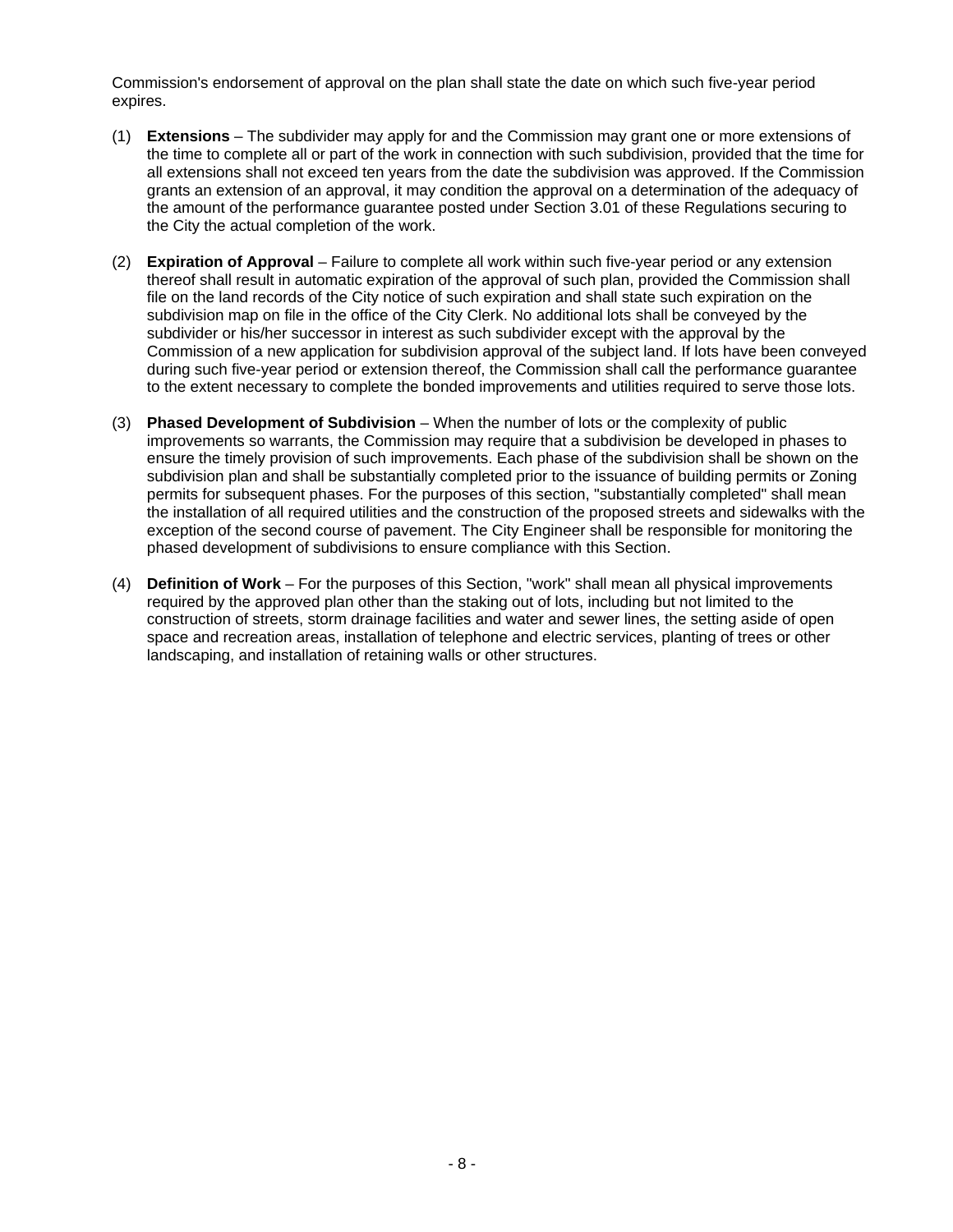Commission's endorsement of approval on the plan shall state the date on which such five-year period expires.

(1) **Extensions** – The subdivider may apply for and the Commission may grant one or more extensions of the time to complete all or part of the work in connection with such subdivision, provided that the time for all extensions shall not exceed ten years from the date the subdivision was approved. If the Commission grants an extension of an approval, it may condition the approval on a determination of the adequacy of the amount of the performance guarantee posted under Section 3.01 of these Regulations securing to the City the actual completion of the work.

(2) **Expiration of Approval** – Failure to complete all work within such five-year period or any extension thereof shall result in automatic expiration of the approval of such plan, provided the Commission shall file on the land records of the City notice of such expiration and shall state such expiration on the subdivision map on file in the office of the City Clerk. No additional lots shall be conveyed by the subdivider or his/her successor in interest as such subdivider except with the approval by the Commission of a new application for subdivision approval of the subject land. If lots have been conveyed during such five-year period or extension thereof, the Commission shall call the performance guarantee to the extent necessary to complete the bonded improvements and utilities required to serve those lots.

(3) **Phased Development of Subdivision** – When the number of lots or the complexity of public improvements so warrants, the Commission may require that a subdivision be developed in phases to ensure the timely provision of such improvements. Each phase of the subdivision shall be shown on the subdivision plan and shall be substantially completed prior to the issuance of building permits or Zoning permits for subsequent phases. For the purposes of this section, "substantially completed" shall mean the installation of all required utilities and the construction of the proposed streets and sidewalks with the exception of the second course of pavement. The City Engineer shall be responsible for monitoring the phased development of subdivisions to ensure compliance with this Section.

(4) **Definition of Work** – For the purposes of this Section, "work" shall mean all physical improvements required by the approved plan other than the staking out of lots, including but not limited to the construction of streets, storm drainage facilities and water and sewer lines, the setting aside of open space and recreation areas, installation of telephone and electric services, planting of trees or other landscaping, and installation of retaining walls or other structures.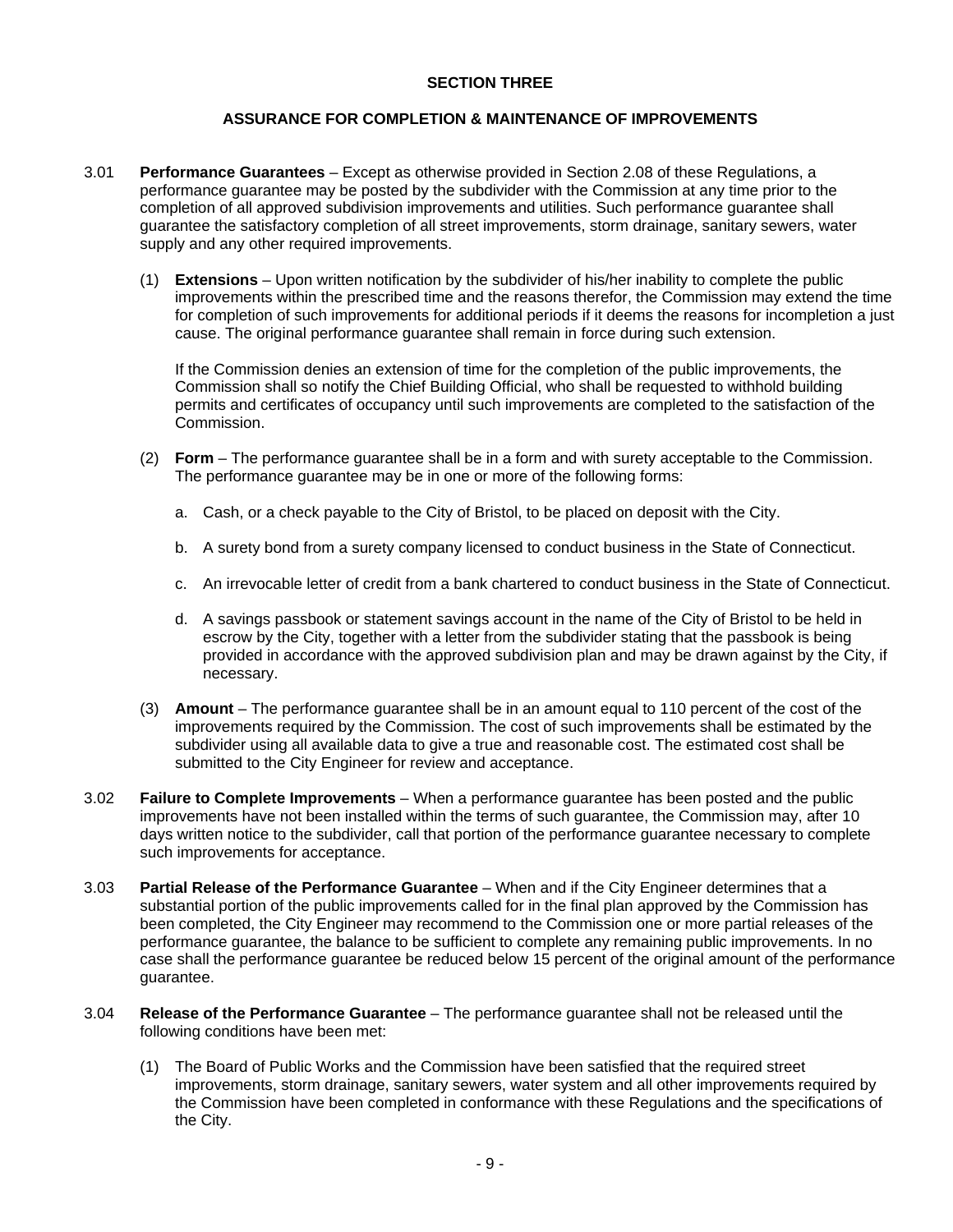## SECTION THREE

## ASSURANCE FOR COMPLETION & MAINTENANCE OF IMPROVEMENTS

3.01 **Performance Guarantees** – Except as otherwise provided in Section 2.08 of these Regulations, a performance guarantee may be posted by the subdivider with the Commission at any time prior to the completion of all approved subdivision improvements and utilities. Such performance guarantee shall guarantee the satisfactory completion of all street improvements, storm drainage, sanitary sewers, water supply and any other required improvements.

(1) **Extensions** – Upon written notification by the subdivider of his/her inability to complete the public improvements within the prescribed time and the reasons therefor, the Commission may extend the time for completion of such improvements for additional periods if it deems the reasons for incompletion a just cause. The original performance guarantee shall remain in force during such extension.

If the Commission denies an extension of time for the completion of the public improvements, the Commission shall so notify the Chief Building Official, who shall be requested to withhold building permits and certificates of occupancy until such improvements are completed to the satisfaction of the Commission.

(2) **Form** – The performance guarantee shall be in a form and with surety acceptable to the Commission. The performance guarantee may be in one or more of the following forms:

a. Cash, or a check payable to the City of Bristol, to be placed on deposit with the City.

b. A surety bond from a surety company licensed to conduct business in the State of Connecticut.

c. An irrevocable letter of credit from a bank chartered to conduct business in the State of Connecticut.

d. A savings passbook or statement savings account in the name of the City of Bristol to be held in escrow by the City, together with a letter from the subdivider stating that the passbook is being provided in accordance with the approved subdivision plan and may be drawn against by the City, if necessary.

(3) **Amount** – The performance guarantee shall be in an amount equal to 110 percent of the cost of the improvements required by the Commission. The cost of such improvements shall be estimated by the subdivider using all available data to give a true and reasonable cost. The estimated cost shall be submitted to the City Engineer for review and acceptance.

3.02 **Failure to Complete Improvements** – When a performance guarantee has been posted and the public improvements have not been installed within the terms of such guarantee, the Commission may, after 10 days written notice to the subdivider, call that portion of the performance guarantee necessary to complete such improvements for acceptance.

3.03 **Partial Release of the Performance Guarantee** – When and if the City Engineer determines that a substantial portion of the public improvements called for in the final plan approved by the Commission has been completed, the City Engineer may recommend to the Commission one or more partial releases of the performance guarantee, the balance to be sufficient to complete any remaining public improvements. In no case shall the performance guarantee be reduced below 15 percent of the original amount of the performance guarantee.

3.04 **Release of the Performance Guarantee** – The performance guarantee shall not be released until the following conditions have been met:

(1) The Board of Public Works and the Commission have been satisfied that the required street improvements, storm drainage, sanitary sewers, water system and all other improvements required by the Commission have been completed in conformance with these Regulations and the specifications of the City.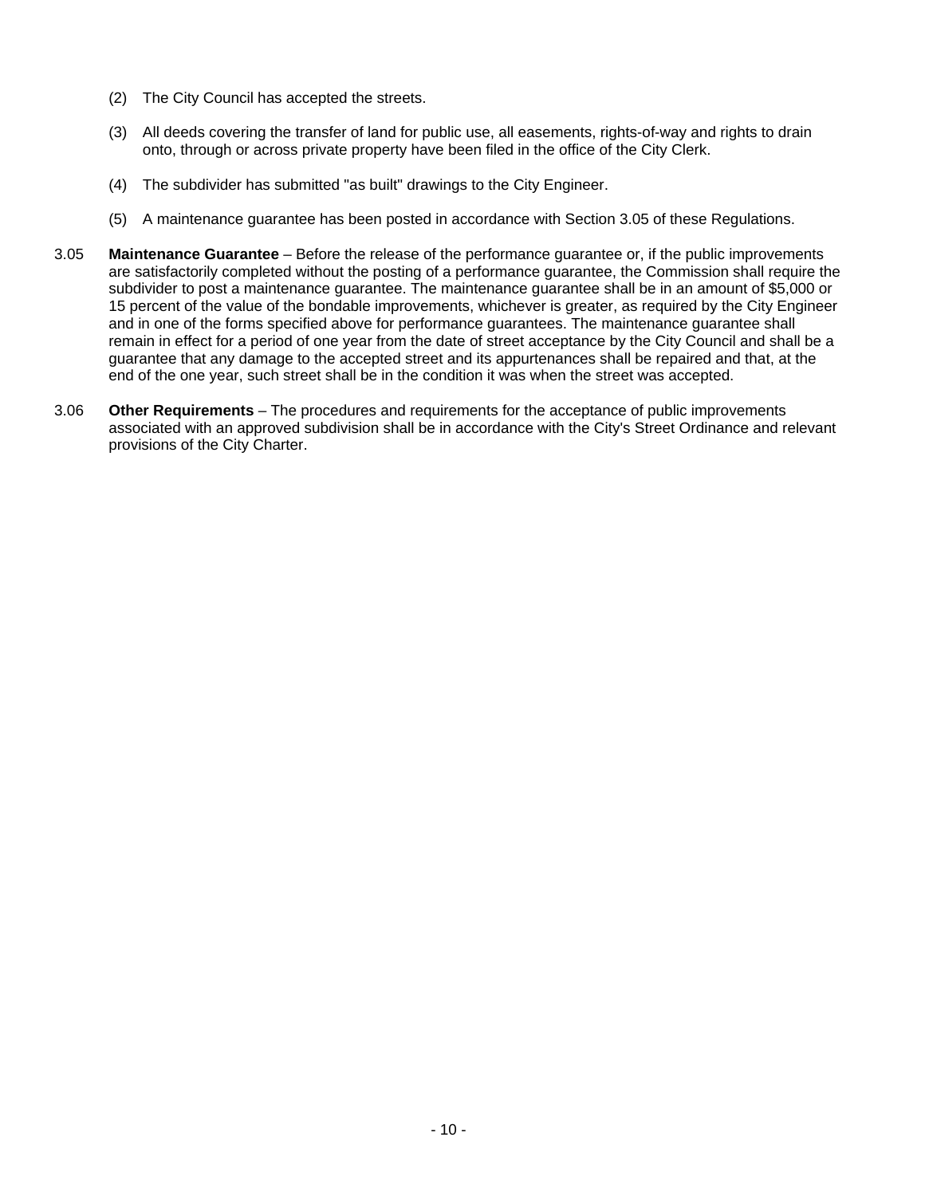(2) The City Council has accepted the streets.

(3) All deeds covering the transfer of land for public use, all easements, rights-of-way and rights to drain onto, through or across private property have been filed in the office of the City Clerk.

(4) The subdivider has submitted "as built" drawings to the City Engineer.

(5) A maintenance guarantee has been posted in accordance with Section 3.05 of these Regulations.

3.05 **Maintenance Guarantee** – Before the release of the performance guarantee or, if the public improvements are satisfactorily completed without the posting of a performance guarantee, the Commission shall require the subdivider to post a maintenance guarantee. The maintenance guarantee shall be in an amount of $5,000 or 15 percent of the value of the bondable improvements, whichever is greater, as required by the City Engineer and in one of the forms specified above for performance guarantees. The maintenance guarantee shall remain in effect for a period of one year from the date of street acceptance by the City Council and shall be a guarantee that any damage to the accepted street and its appurtenances shall be repaired and that, at the end of the one year, such street shall be in the condition it was when the street was accepted.

3.06 **Other Requirements** – The procedures and requirements for the acceptance of public improvements associated with an approved subdivision shall be in accordance with the City's Street Ordinance and relevant provisions of the City Charter.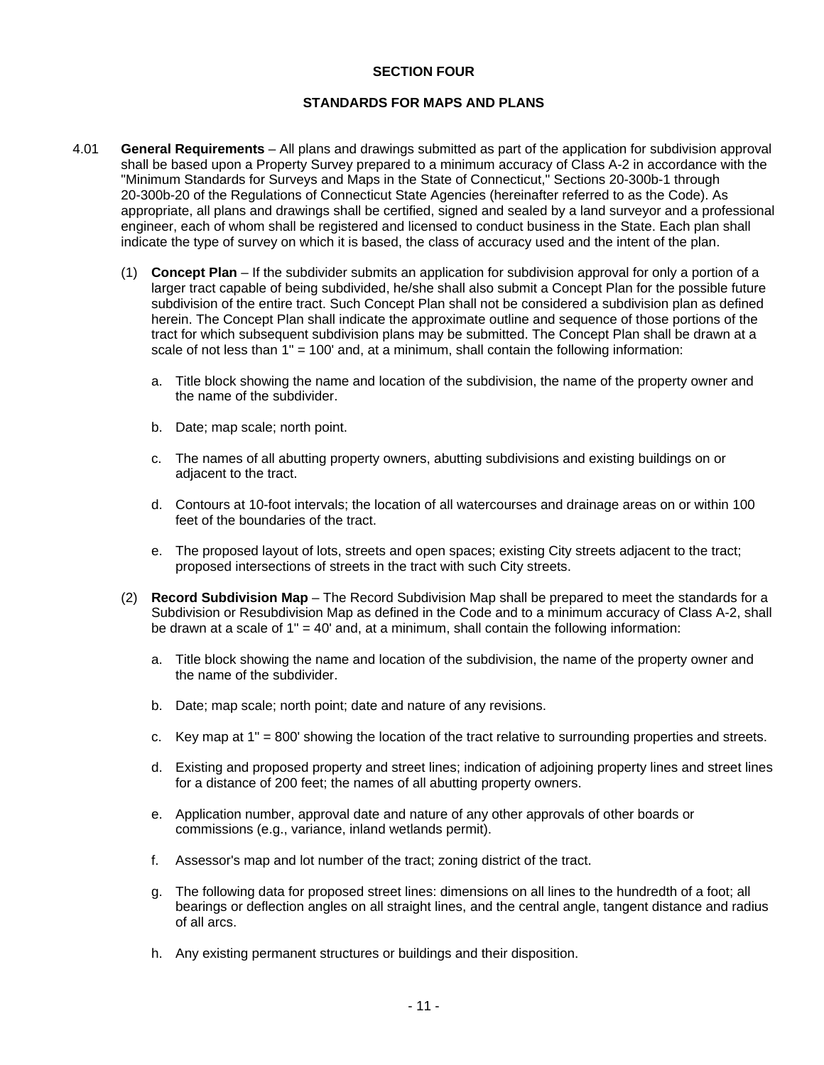# SECTION FOUR

## STANDARDS FOR MAPS AND PLANS

4.01 **General Requirements** – All plans and drawings submitted as part of the application for subdivision approval shall be based upon a Property Survey prepared to a minimum accuracy of Class A-2 in accordance with the "Minimum Standards for Surveys and Maps in the State of Connecticut," Sections 20-300b-1 through 20-300b-20 of the Regulations of Connecticut State Agencies (hereinafter referred to as the Code). As appropriate, all plans and drawings shall be certified, signed and sealed by a land surveyor and a professional engineer, each of whom shall be registered and licensed to conduct business in the State. Each plan shall indicate the type of survey on which it is based, the class of accuracy used and the intent of the plan.

(1) **Concept Plan** – If the subdivider submits an application for subdivision approval for only a portion of a larger tract capable of being subdivided, he/she shall also submit a Concept Plan for the possible future subdivision of the entire tract. Such Concept Plan shall not be considered a subdivision plan as defined herein. The Concept Plan shall indicate the approximate outline and sequence of those portions of the tract for which subsequent subdivision plans may be submitted. The Concept Plan shall be drawn at a scale of not less than 1" = 100' and, at a minimum, shall contain the following information:

a. Title block showing the name and location of the subdivision, the name of the property owner and the name of the subdivider.

b. Date; map scale; north point.

c. The names of all abutting property owners, abutting subdivisions and existing buildings on or adjacent to the tract.

d. Contours at 10-foot intervals; the location of all watercourses and drainage areas on or within 100 feet of the boundaries of the tract.

e. The proposed layout of lots, streets and open spaces; existing City streets adjacent to the tract; proposed intersections of streets in the tract with such City streets.

(2) **Record Subdivision Map** – The Record Subdivision Map shall be prepared to meet the standards for a Subdivision or Resubdivision Map as defined in the Code and to a minimum accuracy of Class A-2, shall be drawn at a scale of 1" = 40' and, at a minimum, shall contain the following information:

a. Title block showing the name and location of the subdivision, the name of the property owner and the name of the subdivider.

b. Date; map scale; north point; date and nature of any revisions.

c. Key map at 1" = 800' showing the location of the tract relative to surrounding properties and streets.

d. Existing and proposed property and street lines; indication of adjoining property lines and street lines for a distance of 200 feet; the names of all abutting property owners.

e. Application number, approval date and nature of any other approvals of other boards or commissions (e.g., variance, inland wetlands permit).

f. Assessor's map and lot number of the tract; zoning district of the tract.

g. The following data for proposed street lines: dimensions on all lines to the hundredth of a foot; all bearings or deflection angles on all straight lines, and the central angle, tangent distance and radius of all arcs.

h. Any existing permanent structures or buildings and their disposition.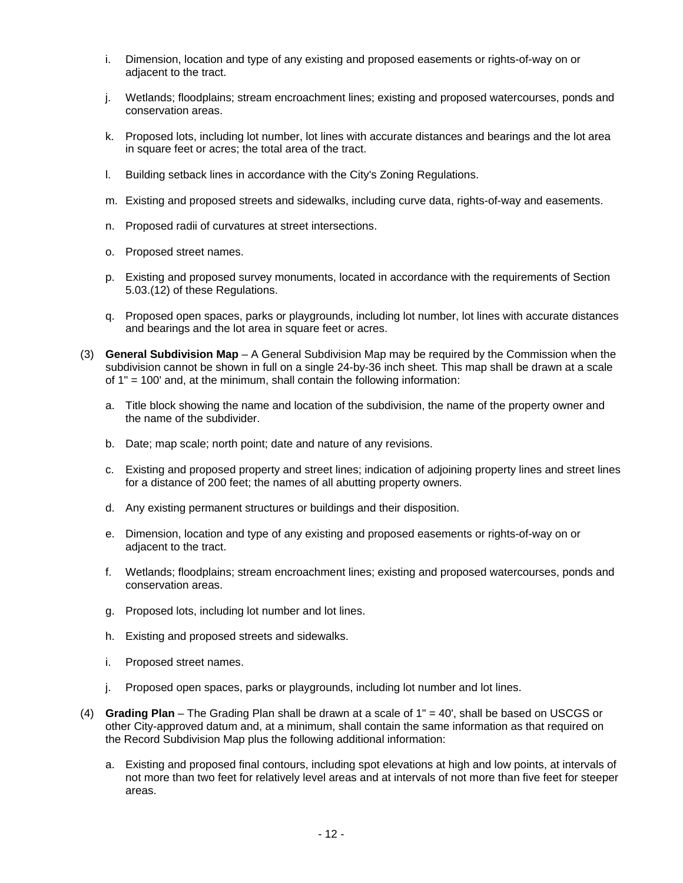i. Dimension, location and type of any existing and proposed easements or rights-of-way on or adjacent to the tract.

j. Wetlands; floodplains; stream encroachment lines; existing and proposed watercourses, ponds and conservation areas.

k. Proposed lots, including lot number, lot lines with accurate distances and bearings and the lot area in square feet or acres; the total area of the tract.

l. Building setback lines in accordance with the City's Zoning Regulations.

m. Existing and proposed streets and sidewalks, including curve data, rights-of-way and easements.

n. Proposed radii of curvatures at street intersections.

o. Proposed street names.

p. Existing and proposed survey monuments, located in accordance with the requirements of Section 5.03.(12) of these Regulations.

q. Proposed open spaces, parks or playgrounds, including lot number, lot lines with accurate distances and bearings and the lot area in square feet or acres.

(3) **General Subdivision Map** – A General Subdivision Map may be required by the Commission when the subdivision cannot be shown in full on a single 24-by-36 inch sheet. This map shall be drawn at a scale of 1" = 100' and, at the minimum, shall contain the following information:

a. Title block showing the name and location of the subdivision, the name of the property owner and the name of the subdivider.

b. Date; map scale; north point; date and nature of any revisions.

c. Existing and proposed property and street lines; indication of adjoining property lines and street lines for a distance of 200 feet; the names of all abutting property owners.

d. Any existing permanent structures or buildings and their disposition.

e. Dimension, location and type of any existing and proposed easements or rights-of-way on or adjacent to the tract.

f. Wetlands; floodplains; stream encroachment lines; existing and proposed watercourses, ponds and conservation areas.

g. Proposed lots, including lot number and lot lines.

h. Existing and proposed streets and sidewalks.

i. Proposed street names.

j. Proposed open spaces, parks or playgrounds, including lot number and lot lines.

(4) **Grading Plan** – The Grading Plan shall be drawn at a scale of 1" = 40', shall be based on USCGS or other City-approved datum and, at a minimum, shall contain the same information as that required on the Record Subdivision Map plus the following additional information:

a. Existing and proposed final contours, including spot elevations at high and low points, at intervals of not more than two feet for relatively level areas and at intervals of not more than five feet for steeper areas.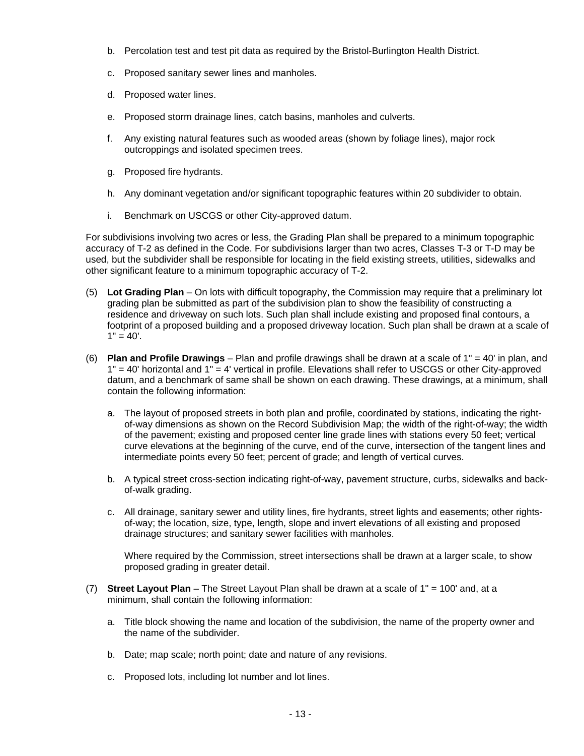b. Percolation test and test pit data as required by the Bristol-Burlington Health District.

c. Proposed sanitary sewer lines and manholes.

d. Proposed water lines.

e. Proposed storm drainage lines, catch basins, manholes and culverts.

f. Any existing natural features such as wooded areas (shown by foliage lines), major rock outcroppings and isolated specimen trees.

g. Proposed fire hydrants.

h. Any dominant vegetation and/or significant topographic features within 20 subdivider to obtain.

i. Benchmark on USCGS or other City-approved datum.

For subdivisions involving two acres or less, the Grading Plan shall be prepared to a minimum topographic accuracy of T-2 as defined in the Code. For subdivisions larger than two acres, Classes T-3 or T-D may be used, but the subdivider shall be responsible for locating in the field existing streets, utilities, sidewalks and other significant feature to a minimum topographic accuracy of T-2.

(5) **Lot Grading Plan** – On lots with difficult topography, the Commission may require that a preliminary lot grading plan be submitted as part of the subdivision plan to show the feasibility of constructing a residence and driveway on such lots. Such plan shall include existing and proposed final contours, a footprint of a proposed building and a proposed driveway location. Such plan shall be drawn at a scale of 1" = 40'.

(6) **Plan and Profile Drawings** – Plan and profile drawings shall be drawn at a scale of 1" = 40' in plan, and 1" = 40' horizontal and 1" = 4' vertical in profile. Elevations shall refer to USCGS or other City-approved datum, and a benchmark of same shall be shown on each drawing. These drawings, at a minimum, shall contain the following information:

a. The layout of proposed streets in both plan and profile, coordinated by stations, indicating the right-of-way dimensions as shown on the Record Subdivision Map; the width of the right-of-way; the width of the pavement; existing and proposed center line grade lines with stations every 50 feet; vertical curve elevations at the beginning of the curve, end of the curve, intersection of the tangent lines and intermediate points every 50 feet; percent of grade; and length of vertical curves.

b. A typical street cross-section indicating right-of-way, pavement structure, curbs, sidewalks and back-of-walk grading.

c. All drainage, sanitary sewer and utility lines, fire hydrants, street lights and easements; other rights-of-way; the location, size, type, length, slope and invert elevations of all existing and proposed drainage structures; and sanitary sewer facilities with manholes.

Where required by the Commission, street intersections shall be drawn at a larger scale, to show proposed grading in greater detail.

(7) **Street Layout Plan** – The Street Layout Plan shall be drawn at a scale of 1" = 100' and, at a minimum, shall contain the following information:

a. Title block showing the name and location of the subdivision, the name of the property owner and the name of the subdivider.

b. Date; map scale; north point; date and nature of any revisions.

c. Proposed lots, including lot number and lot lines.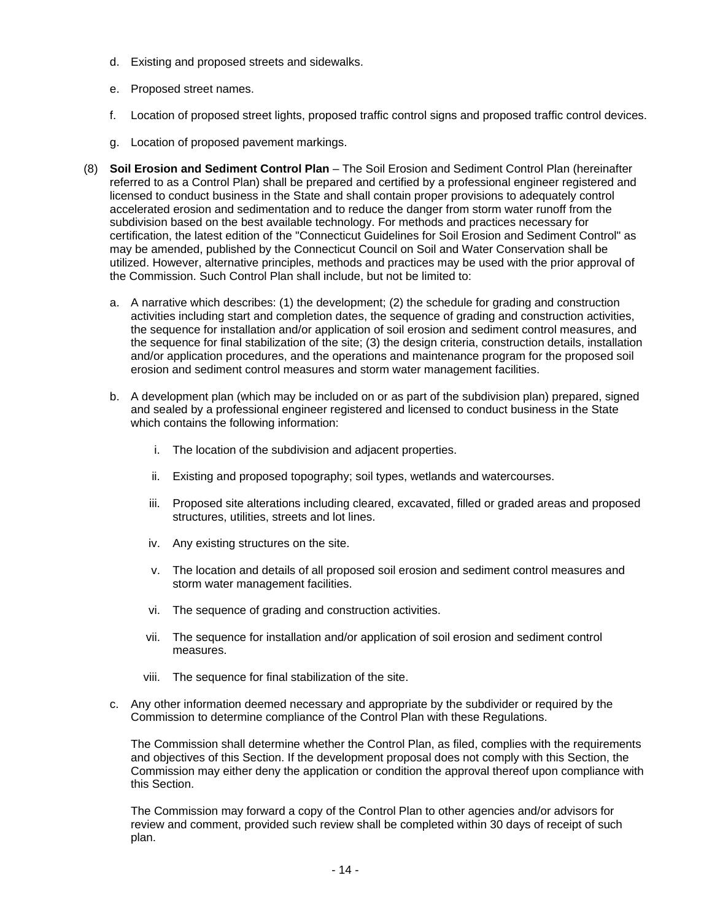d. Existing and proposed streets and sidewalks.

e. Proposed street names.

f. Location of proposed street lights, proposed traffic control signs and proposed traffic control devices.

g. Location of proposed pavement markings.

(8) **Soil Erosion and Sediment Control Plan** – The Soil Erosion and Sediment Control Plan (hereinafter referred to as a Control Plan) shall be prepared and certified by a professional engineer registered and licensed to conduct business in the State and shall contain proper provisions to adequately control accelerated erosion and sedimentation and to reduce the danger from storm water runoff from the subdivision based on the best available technology. For methods and practices necessary for certification, the latest edition of the "Connecticut Guidelines for Soil Erosion and Sediment Control" as may be amended, published by the Connecticut Council on Soil and Water Conservation shall be utilized. However, alternative principles, methods and practices may be used with the prior approval of the Commission. Such Control Plan shall include, but not be limited to:

a. A narrative which describes: (1) the development; (2) the schedule for grading and construction activities including start and completion dates, the sequence of grading and construction activities, the sequence for installation and/or application of soil erosion and sediment control measures, and the sequence for final stabilization of the site; (3) the design criteria, construction details, installation and/or application procedures, and the operations and maintenance program for the proposed soil erosion and sediment control measures and storm water management facilities.

b. A development plan (which may be included on or as part of the subdivision plan) prepared, signed and sealed by a professional engineer registered and licensed to conduct business in the State which contains the following information:

   i. The location of the subdivision and adjacent properties.

   ii. Existing and proposed topography; soil types, wetlands and watercourses.

   iii. Proposed site alterations including cleared, excavated, filled or graded areas and proposed structures, utilities, streets and lot lines.

   iv. Any existing structures on the site.

   v. The location and details of all proposed soil erosion and sediment control measures and storm water management facilities.

   vi. The sequence of grading and construction activities.

   vii. The sequence for installation and/or application of soil erosion and sediment control measures.

   viii. The sequence for final stabilization of the site.

c. Any other information deemed necessary and appropriate by the subdivider or required by the Commission to determine compliance of the Control Plan with these Regulations.

The Commission shall determine whether the Control Plan, as filed, complies with the requirements and objectives of this Section. If the development proposal does not comply with this Section, the Commission may either deny the application or condition the approval thereof upon compliance with this Section.

The Commission may forward a copy of the Control Plan to other agencies and/or advisors for review and comment, provided such review shall be completed within 30 days of receipt of such plan.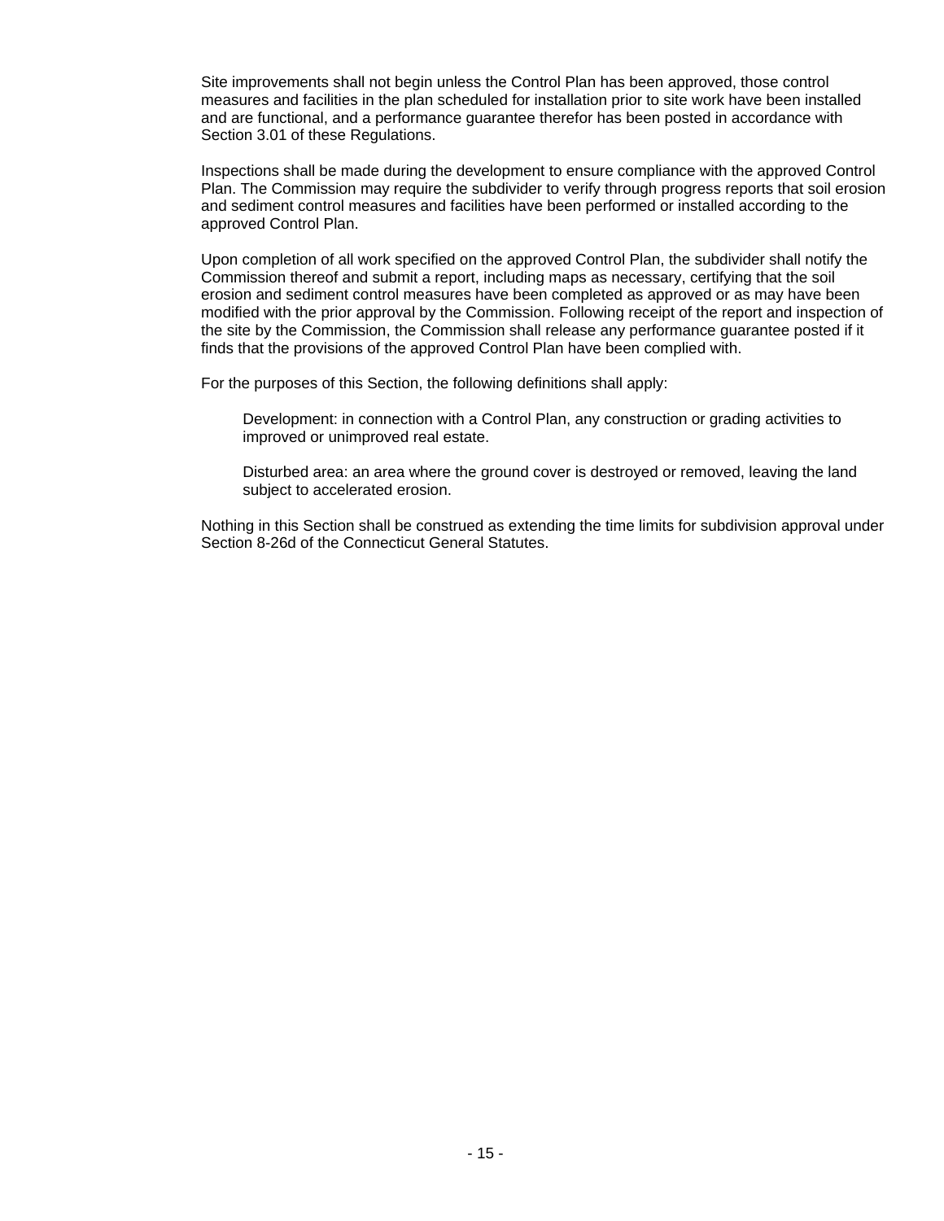Site improvements shall not begin unless the Control Plan has been approved, those control measures and facilities in the plan scheduled for installation prior to site work have been installed and are functional, and a performance guarantee therefor has been posted in accordance with Section 3.01 of these Regulations.

Inspections shall be made during the development to ensure compliance with the approved Control Plan. The Commission may require the subdivider to verify through progress reports that soil erosion and sediment control measures and facilities have been performed or installed according to the approved Control Plan.

Upon completion of all work specified on the approved Control Plan, the subdivider shall notify the Commission thereof and submit a report, including maps as necessary, certifying that the soil erosion and sediment control measures have been completed as approved or as may have been modified with the prior approval by the Commission. Following receipt of the report and inspection of the site by the Commission, the Commission shall release any performance guarantee posted if it finds that the provisions of the approved Control Plan have been complied with.

For the purposes of this Section, the following definitions shall apply:

> Development: in connection with a Control Plan, any construction or grading activities to improved or unimproved real estate.
>
> Disturbed area: an area where the ground cover is destroyed or removed, leaving the land subject to accelerated erosion.

Nothing in this Section shall be construed as extending the time limits for subdivision approval under Section 8-26d of the Connecticut General Statutes.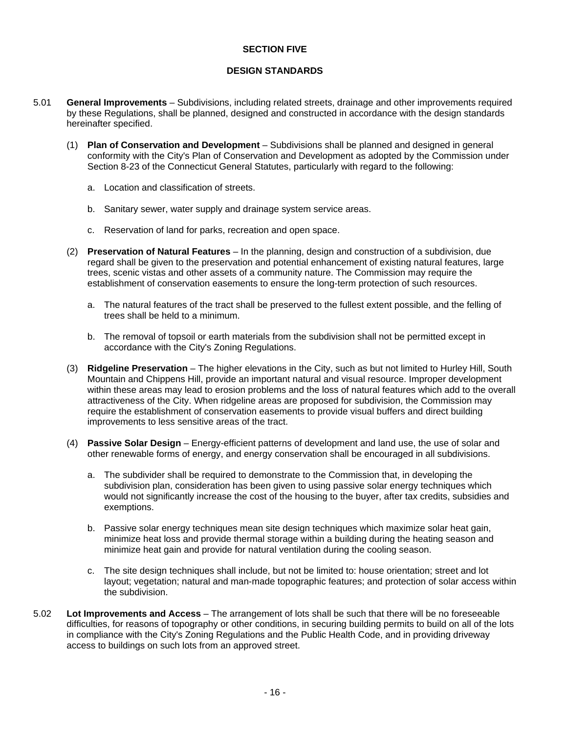# SECTION FIVE

## DESIGN STANDARDS

5.01 **General Improvements** – Subdivisions, including related streets, drainage and other improvements required by these Regulations, shall be planned, designed and constructed in accordance with the design standards hereinafter specified.

(1) **Plan of Conservation and Development** – Subdivisions shall be planned and designed in general conformity with the City's Plan of Conservation and Development as adopted by the Commission under Section 8-23 of the Connecticut General Statutes, particularly with regard to the following:

a. Location and classification of streets.

b. Sanitary sewer, water supply and drainage system service areas.

c. Reservation of land for parks, recreation and open space.

(2) **Preservation of Natural Features** – In the planning, design and construction of a subdivision, due regard shall be given to the preservation and potential enhancement of existing natural features, large trees, scenic vistas and other assets of a community nature. The Commission may require the establishment of conservation easements to ensure the long-term protection of such resources.

a. The natural features of the tract shall be preserved to the fullest extent possible, and the felling of trees shall be held to a minimum.

b. The removal of topsoil or earth materials from the subdivision shall not be permitted except in accordance with the City's Zoning Regulations.

(3) **Ridgeline Preservation** – The higher elevations in the City, such as but not limited to Hurley Hill, South Mountain and Chippens Hill, provide an important natural and visual resource. Improper development within these areas may lead to erosion problems and the loss of natural features which add to the overall attractiveness of the City. When ridgeline areas are proposed for subdivision, the Commission may require the establishment of conservation easements to provide visual buffers and direct building improvements to less sensitive areas of the tract.

(4) **Passive Solar Design** – Energy-efficient patterns of development and land use, the use of solar and other renewable forms of energy, and energy conservation shall be encouraged in all subdivisions.

a. The subdivider shall be required to demonstrate to the Commission that, in developing the subdivision plan, consideration has been given to using passive solar energy techniques which would not significantly increase the cost of the housing to the buyer, after tax credits, subsidies and exemptions.

b. Passive solar energy techniques mean site design techniques which maximize solar heat gain, minimize heat loss and provide thermal storage within a building during the heating season and minimize heat gain and provide for natural ventilation during the cooling season.

c. The site design techniques shall include, but not be limited to: house orientation; street and lot layout; vegetation; natural and man-made topographic features; and protection of solar access within the subdivision.

5.02 **Lot Improvements and Access** – The arrangement of lots shall be such that there will be no foreseeable difficulties, for reasons of topography or other conditions, in securing building permits to build on all of the lots in compliance with the City's Zoning Regulations and the Public Health Code, and in providing driveway access to buildings on such lots from an approved street.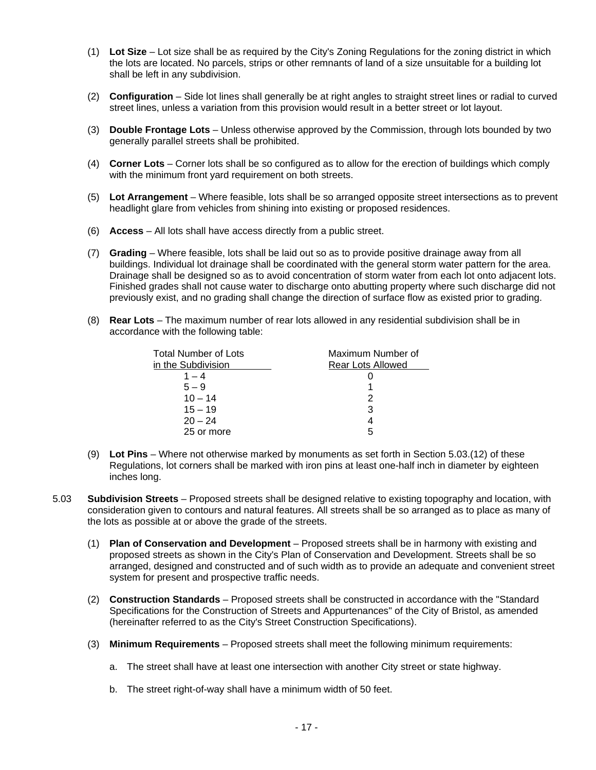(1) **Lot Size** – Lot size shall be as required by the City's Zoning Regulations for the zoning district in which the lots are located. No parcels, strips or other remnants of land of a size unsuitable for a building lot shall be left in any subdivision.

(2) **Configuration** – Side lot lines shall generally be at right angles to straight street lines or radial to curved street lines, unless a variation from this provision would result in a better street or lot layout.

(3) **Double Frontage Lots** – Unless otherwise approved by the Commission, through lots bounded by two generally parallel streets shall be prohibited.

(4) **Corner Lots** – Corner lots shall be so configured as to allow for the erection of buildings which comply with the minimum front yard requirement on both streets.

(5) **Lot Arrangement** – Where feasible, lots shall be so arranged opposite street intersections as to prevent headlight glare from vehicles from shining into existing or proposed residences.

(6) **Access** – All lots shall have access directly from a public street.

(7) **Grading** – Where feasible, lots shall be laid out so as to provide positive drainage away from all buildings. Individual lot drainage shall be coordinated with the general storm water pattern for the area. Drainage shall be designed so as to avoid concentration of storm water from each lot onto adjacent lots. Finished grades shall not cause water to discharge onto abutting property where such discharge did not previously exist, and no grading shall change the direction of surface flow as existed prior to grading.

(8) **Rear Lots** – The maximum number of rear lots allowed in any residential subdivision shall be in accordance with the following table:

| Total Number of Lots in the Subdivision | Maximum Number of Rear Lots Allowed |
|---|---|
| 1 – 4 | 0 |
| 5 – 9 | 1 |
| 10 – 14 | 2 |
| 15 – 19 | 3 |
| 20 – 24 | 4 |
| 25 or more | 5 |

(9) **Lot Pins** – Where not otherwise marked by monuments as set forth in Section 5.03.(12) of these Regulations, lot corners shall be marked with iron pins at least one-half inch in diameter by eighteen inches long.

5.03 **Subdivision Streets** – Proposed streets shall be designed relative to existing topography and location, with consideration given to contours and natural features. All streets shall be so arranged as to place as many of the lots as possible at or above the grade of the streets.

(1) **Plan of Conservation and Development** – Proposed streets shall be in harmony with existing and proposed streets as shown in the City's Plan of Conservation and Development. Streets shall be so arranged, designed and constructed and of such width as to provide an adequate and convenient street system for present and prospective traffic needs.

(2) **Construction Standards** – Proposed streets shall be constructed in accordance with the "Standard Specifications for the Construction of Streets and Appurtenances" of the City of Bristol, as amended (hereinafter referred to as the City's Street Construction Specifications).

(3) **Minimum Requirements** – Proposed streets shall meet the following minimum requirements:

a. The street shall have at least one intersection with another City street or state highway.

b. The street right-of-way shall have a minimum width of 50 feet.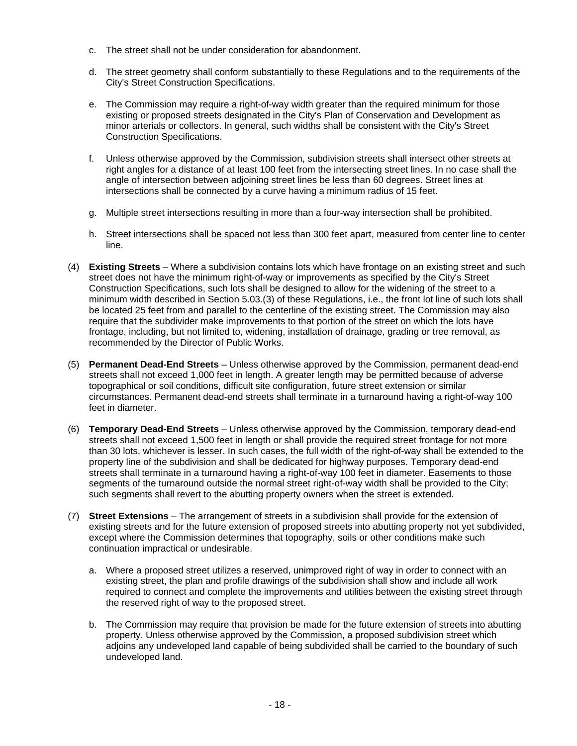c. The street shall not be under consideration for abandonment.

d. The street geometry shall conform substantially to these Regulations and to the requirements of the City's Street Construction Specifications.

e. The Commission may require a right-of-way width greater than the required minimum for those existing or proposed streets designated in the City's Plan of Conservation and Development as minor arterials or collectors. In general, such widths shall be consistent with the City's Street Construction Specifications.

f. Unless otherwise approved by the Commission, subdivision streets shall intersect other streets at right angles for a distance of at least 100 feet from the intersecting street lines. In no case shall the angle of intersection between adjoining street lines be less than 60 degrees. Street lines at intersections shall be connected by a curve having a minimum radius of 15 feet.

g. Multiple street intersections resulting in more than a four-way intersection shall be prohibited.

h. Street intersections shall be spaced not less than 300 feet apart, measured from center line to center line.

(4) **Existing Streets** – Where a subdivision contains lots which have frontage on an existing street and such street does not have the minimum right-of-way or improvements as specified by the City's Street Construction Specifications, such lots shall be designed to allow for the widening of the street to a minimum width described in Section 5.03.(3) of these Regulations, i.e., the front lot line of such lots shall be located 25 feet from and parallel to the centerline of the existing street. The Commission may also require that the subdivider make improvements to that portion of the street on which the lots have frontage, including, but not limited to, widening, installation of drainage, grading or tree removal, as recommended by the Director of Public Works.

(5) **Permanent Dead-End Streets** – Unless otherwise approved by the Commission, permanent dead-end streets shall not exceed 1,000 feet in length. A greater length may be permitted because of adverse topographical or soil conditions, difficult site configuration, future street extension or similar circumstances. Permanent dead-end streets shall terminate in a turnaround having a right-of-way 100 feet in diameter.

(6) **Temporary Dead-End Streets** – Unless otherwise approved by the Commission, temporary dead-end streets shall not exceed 1,500 feet in length or shall provide the required street frontage for not more than 30 lots, whichever is lesser. In such cases, the full width of the right-of-way shall be extended to the property line of the subdivision and shall be dedicated for highway purposes. Temporary dead-end streets shall terminate in a turnaround having a right-of-way 100 feet in diameter. Easements to those segments of the turnaround outside the normal street right-of-way width shall be provided to the City; such segments shall revert to the abutting property owners when the street is extended.

(7) **Street Extensions** – The arrangement of streets in a subdivision shall provide for the extension of existing streets and for the future extension of proposed streets into abutting property not yet subdivided, except where the Commission determines that topography, soils or other conditions make such continuation impractical or undesirable.

a. Where a proposed street utilizes a reserved, unimproved right of way in order to connect with an existing street, the plan and profile drawings of the subdivision shall show and include all work required to connect and complete the improvements and utilities between the existing street through the reserved right of way to the proposed street.

b. The Commission may require that provision be made for the future extension of streets into abutting property. Unless otherwise approved by the Commission, a proposed subdivision street which adjoins any undeveloped land capable of being subdivided shall be carried to the boundary of such undeveloped land.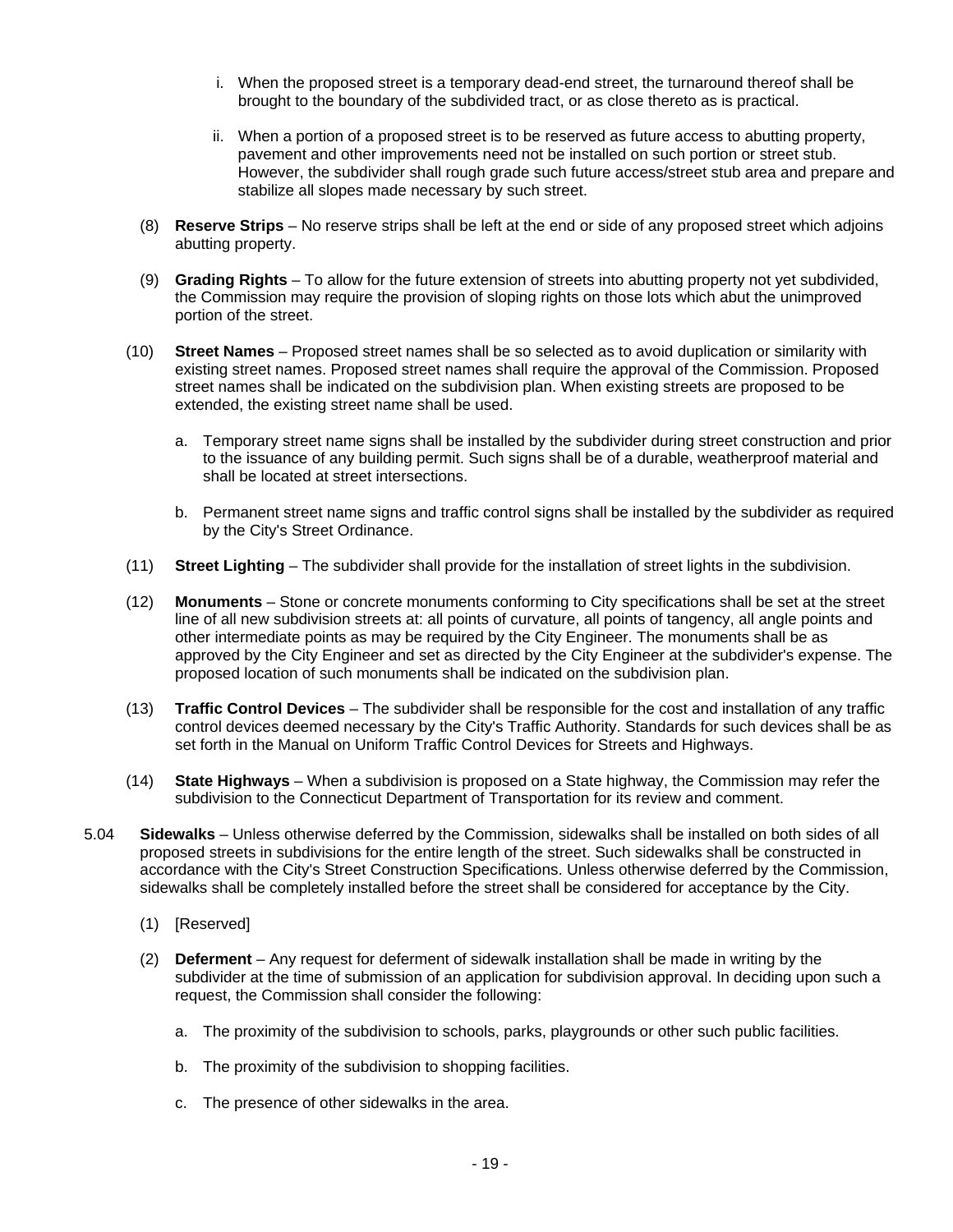i. When the proposed street is a temporary dead-end street, the turnaround thereof shall be brought to the boundary of the subdivided tract, or as close thereto as is practical.

ii. When a portion of a proposed street is to be reserved as future access to abutting property, pavement and other improvements need not be installed on such portion or street stub. However, the subdivider shall rough grade such future access/street stub area and prepare and stabilize all slopes made necessary by such street.

(8) **Reserve Strips** – No reserve strips shall be left at the end or side of any proposed street which adjoins abutting property.

(9) **Grading Rights** – To allow for the future extension of streets into abutting property not yet subdivided, the Commission may require the provision of sloping rights on those lots which abut the unimproved portion of the street.

(10) **Street Names** – Proposed street names shall be so selected as to avoid duplication or similarity with existing street names. Proposed street names shall require the approval of the Commission. Proposed street names shall be indicated on the subdivision plan. When existing streets are proposed to be extended, the existing street name shall be used.

a. Temporary street name signs shall be installed by the subdivider during street construction and prior to the issuance of any building permit. Such signs shall be of a durable, weatherproof material and shall be located at street intersections.

b. Permanent street name signs and traffic control signs shall be installed by the subdivider as required by the City's Street Ordinance.

(11) **Street Lighting** – The subdivider shall provide for the installation of street lights in the subdivision.

(12) **Monuments** – Stone or concrete monuments conforming to City specifications shall be set at the street line of all new subdivision streets at: all points of curvature, all points of tangency, all angle points and other intermediate points as may be required by the City Engineer. The monuments shall be as approved by the City Engineer and set as directed by the City Engineer at the subdivider's expense. The proposed location of such monuments shall be indicated on the subdivision plan.

(13) **Traffic Control Devices** – The subdivider shall be responsible for the cost and installation of any traffic control devices deemed necessary by the City's Traffic Authority. Standards for such devices shall be as set forth in the Manual on Uniform Traffic Control Devices for Streets and Highways.

(14) **State Highways** – When a subdivision is proposed on a State highway, the Commission may refer the subdivision to the Connecticut Department of Transportation for its review and comment.

5.04 **Sidewalks** – Unless otherwise deferred by the Commission, sidewalks shall be installed on both sides of all proposed streets in subdivisions for the entire length of the street. Such sidewalks shall be constructed in accordance with the City's Street Construction Specifications. Unless otherwise deferred by the Commission, sidewalks shall be completely installed before the street shall be considered for acceptance by the City.

(1) [Reserved]

(2) **Deferment** – Any request for deferment of sidewalk installation shall be made in writing by the subdivider at the time of submission of an application for subdivision approval. In deciding upon such a request, the Commission shall consider the following:

a. The proximity of the subdivision to schools, parks, playgrounds or other such public facilities.

b. The proximity of the subdivision to shopping facilities.

c. The presence of other sidewalks in the area.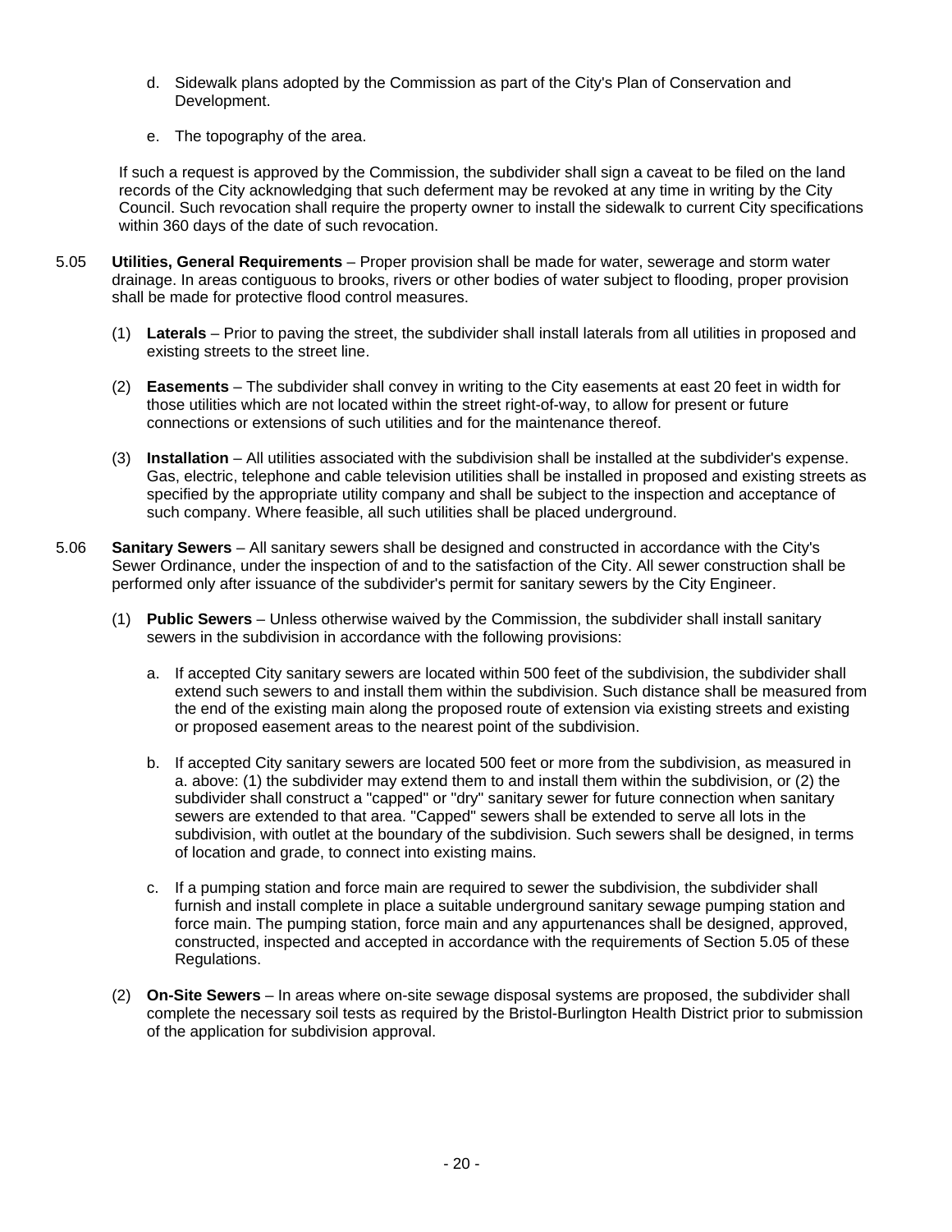d. Sidewalk plans adopted by the Commission as part of the City's Plan of Conservation and Development.

e. The topography of the area.

If such a request is approved by the Commission, the subdivider shall sign a caveat to be filed on the land records of the City acknowledging that such deferment may be revoked at any time in writing by the City Council. Such revocation shall require the property owner to install the sidewalk to current City specifications within 360 days of the date of such revocation.

5.05 **Utilities, General Requirements** – Proper provision shall be made for water, sewerage and storm water drainage. In areas contiguous to brooks, rivers or other bodies of water subject to flooding, proper provision shall be made for protective flood control measures.

(1) **Laterals** – Prior to paving the street, the subdivider shall install laterals from all utilities in proposed and existing streets to the street line.

(2) **Easements** – The subdivider shall convey in writing to the City easements at east 20 feet in width for those utilities which are not located within the street right-of-way, to allow for present or future connections or extensions of such utilities and for the maintenance thereof.

(3) **Installation** – All utilities associated with the subdivision shall be installed at the subdivider's expense. Gas, electric, telephone and cable television utilities shall be installed in proposed and existing streets as specified by the appropriate utility company and shall be subject to the inspection and acceptance of such company. Where feasible, all such utilities shall be placed underground.

5.06 **Sanitary Sewers** – All sanitary sewers shall be designed and constructed in accordance with the City's Sewer Ordinance, under the inspection of and to the satisfaction of the City. All sewer construction shall be performed only after issuance of the subdivider's permit for sanitary sewers by the City Engineer.

(1) **Public Sewers** – Unless otherwise waived by the Commission, the subdivider shall install sanitary sewers in the subdivision in accordance with the following provisions:

a. If accepted City sanitary sewers are located within 500 feet of the subdivision, the subdivider shall extend such sewers to and install them within the subdivision. Such distance shall be measured from the end of the existing main along the proposed route of extension via existing streets and existing or proposed easement areas to the nearest point of the subdivision.

b. If accepted City sanitary sewers are located 500 feet or more from the subdivision, as measured in a. above: (1) the subdivider may extend them to and install them within the subdivision, or (2) the subdivider shall construct a "capped" or "dry" sanitary sewer for future connection when sanitary sewers are extended to that area. "Capped" sewers shall be extended to serve all lots in the subdivision, with outlet at the boundary of the subdivision. Such sewers shall be designed, in terms of location and grade, to connect into existing mains.

c. If a pumping station and force main are required to sewer the subdivision, the subdivider shall furnish and install complete in place a suitable underground sanitary sewage pumping station and force main. The pumping station, force main and any appurtenances shall be designed, approved, constructed, inspected and accepted in accordance with the requirements of Section 5.05 of these Regulations.

(2) **On-Site Sewers** – In areas where on-site sewage disposal systems are proposed, the subdivider shall complete the necessary soil tests as required by the Bristol-Burlington Health District prior to submission of the application for subdivision approval.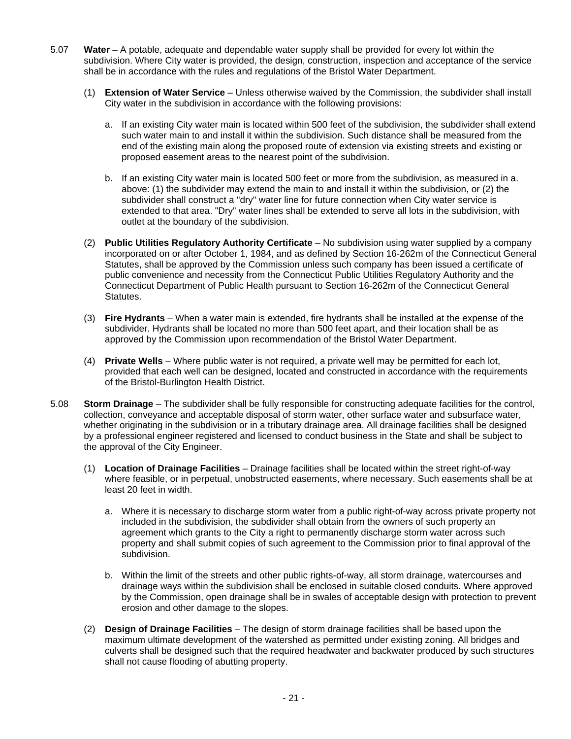5.07 **Water** – A potable, adequate and dependable water supply shall be provided for every lot within the subdivision. Where City water is provided, the design, construction, inspection and acceptance of the service shall be in accordance with the rules and regulations of the Bristol Water Department.

(1) **Extension of Water Service** – Unless otherwise waived by the Commission, the subdivider shall install City water in the subdivision in accordance with the following provisions:

a. If an existing City water main is located within 500 feet of the subdivision, the subdivider shall extend such water main to and install it within the subdivision. Such distance shall be measured from the end of the existing main along the proposed route of extension via existing streets and existing or proposed easement areas to the nearest point of the subdivision.

b. If an existing City water main is located 500 feet or more from the subdivision, as measured in a. above: (1) the subdivider may extend the main to and install it within the subdivision, or (2) the subdivider shall construct a "dry" water line for future connection when City water service is extended to that area. "Dry" water lines shall be extended to serve all lots in the subdivision, with outlet at the boundary of the subdivision.

(2) **Public Utilities Regulatory Authority Certificate** – No subdivision using water supplied by a company incorporated on or after October 1, 1984, and as defined by Section 16-262m of the Connecticut General Statutes, shall be approved by the Commission unless such company has been issued a certificate of public convenience and necessity from the Connecticut Public Utilities Regulatory Authority and the Connecticut Department of Public Health pursuant to Section 16-262m of the Connecticut General Statutes.

(3) **Fire Hydrants** – When a water main is extended, fire hydrants shall be installed at the expense of the subdivider. Hydrants shall be located no more than 500 feet apart, and their location shall be as approved by the Commission upon recommendation of the Bristol Water Department.

(4) **Private Wells** – Where public water is not required, a private well may be permitted for each lot, provided that each well can be designed, located and constructed in accordance with the requirements of the Bristol-Burlington Health District.

5.08 **Storm Drainage** – The subdivider shall be fully responsible for constructing adequate facilities for the control, collection, conveyance and acceptable disposal of storm water, other surface water and subsurface water, whether originating in the subdivision or in a tributary drainage area. All drainage facilities shall be designed by a professional engineer registered and licensed to conduct business in the State and shall be subject to the approval of the City Engineer.

(1) **Location of Drainage Facilities** – Drainage facilities shall be located within the street right-of-way where feasible, or in perpetual, unobstructed easements, where necessary. Such easements shall be at least 20 feet in width.

a. Where it is necessary to discharge storm water from a public right-of-way across private property not included in the subdivision, the subdivider shall obtain from the owners of such property an agreement which grants to the City a right to permanently discharge storm water across such property and shall submit copies of such agreement to the Commission prior to final approval of the subdivision.

b. Within the limit of the streets and other public rights-of-way, all storm drainage, watercourses and drainage ways within the subdivision shall be enclosed in suitable closed conduits. Where approved by the Commission, open drainage shall be in swales of acceptable design with protection to prevent erosion and other damage to the slopes.

(2) **Design of Drainage Facilities** – The design of storm drainage facilities shall be based upon the maximum ultimate development of the watershed as permitted under existing zoning. All bridges and culverts shall be designed such that the required headwater and backwater produced by such structures shall not cause flooding of abutting property.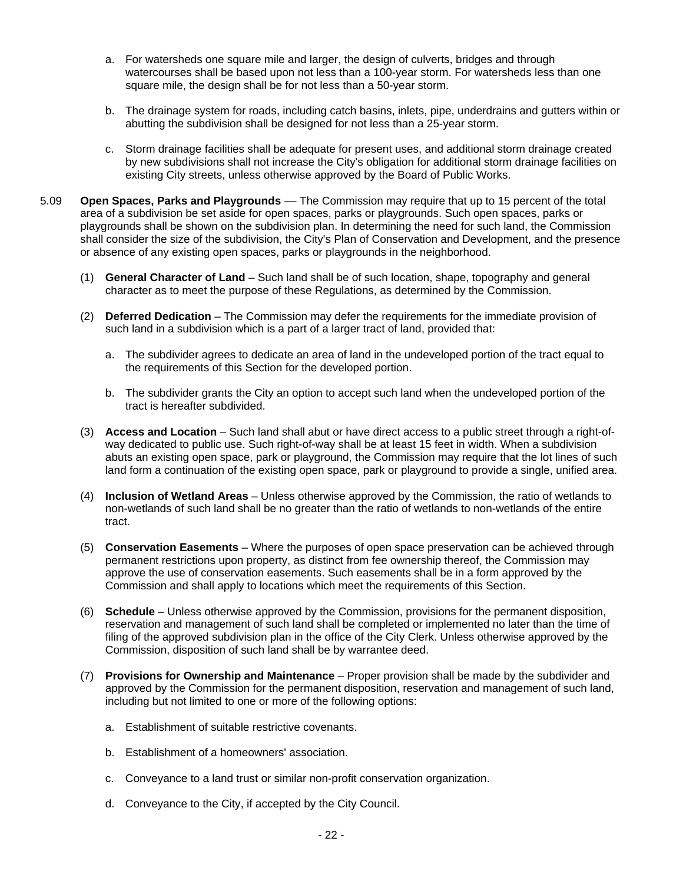a. For watersheds one square mile and larger, the design of culverts, bridges and through watercourses shall be based upon not less than a 100-year storm. For watersheds less than one square mile, the design shall be for not less than a 50-year storm.

b. The drainage system for roads, including catch basins, inlets, pipe, underdrains and gutters within or abutting the subdivision shall be designed for not less than a 25-year storm.

c. Storm drainage facilities shall be adequate for present uses, and additional storm drainage created by new subdivisions shall not increase the City's obligation for additional storm drainage facilities on existing City streets, unless otherwise approved by the Board of Public Works.

5.09 **Open Spaces, Parks and Playgrounds** — The Commission may require that up to 15 percent of the total area of a subdivision be set aside for open spaces, parks or playgrounds. Such open spaces, parks or playgrounds shall be shown on the subdivision plan. In determining the need for such land, the Commission shall consider the size of the subdivision, the City's Plan of Conservation and Development, and the presence or absence of any existing open spaces, parks or playgrounds in the neighborhood.

(1) **General Character of Land** – Such land shall be of such location, shape, topography and general character as to meet the purpose of these Regulations, as determined by the Commission.

(2) **Deferred Dedication** – The Commission may defer the requirements for the immediate provision of such land in a subdivision which is a part of a larger tract of land, provided that:

a. The subdivider agrees to dedicate an area of land in the undeveloped portion of the tract equal to the requirements of this Section for the developed portion.

b. The subdivider grants the City an option to accept such land when the undeveloped portion of the tract is hereafter subdivided.

(3) **Access and Location** – Such land shall abut or have direct access to a public street through a right-of-way dedicated to public use. Such right-of-way shall be at least 15 feet in width. When a subdivision abuts an existing open space, park or playground, the Commission may require that the lot lines of such land form a continuation of the existing open space, park or playground to provide a single, unified area.

(4) **Inclusion of Wetland Areas** – Unless otherwise approved by the Commission, the ratio of wetlands to non-wetlands of such land shall be no greater than the ratio of wetlands to non-wetlands of the entire tract.

(5) **Conservation Easements** – Where the purposes of open space preservation can be achieved through permanent restrictions upon property, as distinct from fee ownership thereof, the Commission may approve the use of conservation easements. Such easements shall be in a form approved by the Commission and shall apply to locations which meet the requirements of this Section.

(6) **Schedule** – Unless otherwise approved by the Commission, provisions for the permanent disposition, reservation and management of such land shall be completed or implemented no later than the time of filing of the approved subdivision plan in the office of the City Clerk. Unless otherwise approved by the Commission, disposition of such land shall be by warrantee deed.

(7) **Provisions for Ownership and Maintenance** – Proper provision shall be made by the subdivider and approved by the Commission for the permanent disposition, reservation and management of such land, including but not limited to one or more of the following options:

a. Establishment of suitable restrictive covenants.

b. Establishment of a homeowners' association.

c. Conveyance to a land trust or similar non-profit conservation organization.

d. Conveyance to the City, if accepted by the City Council.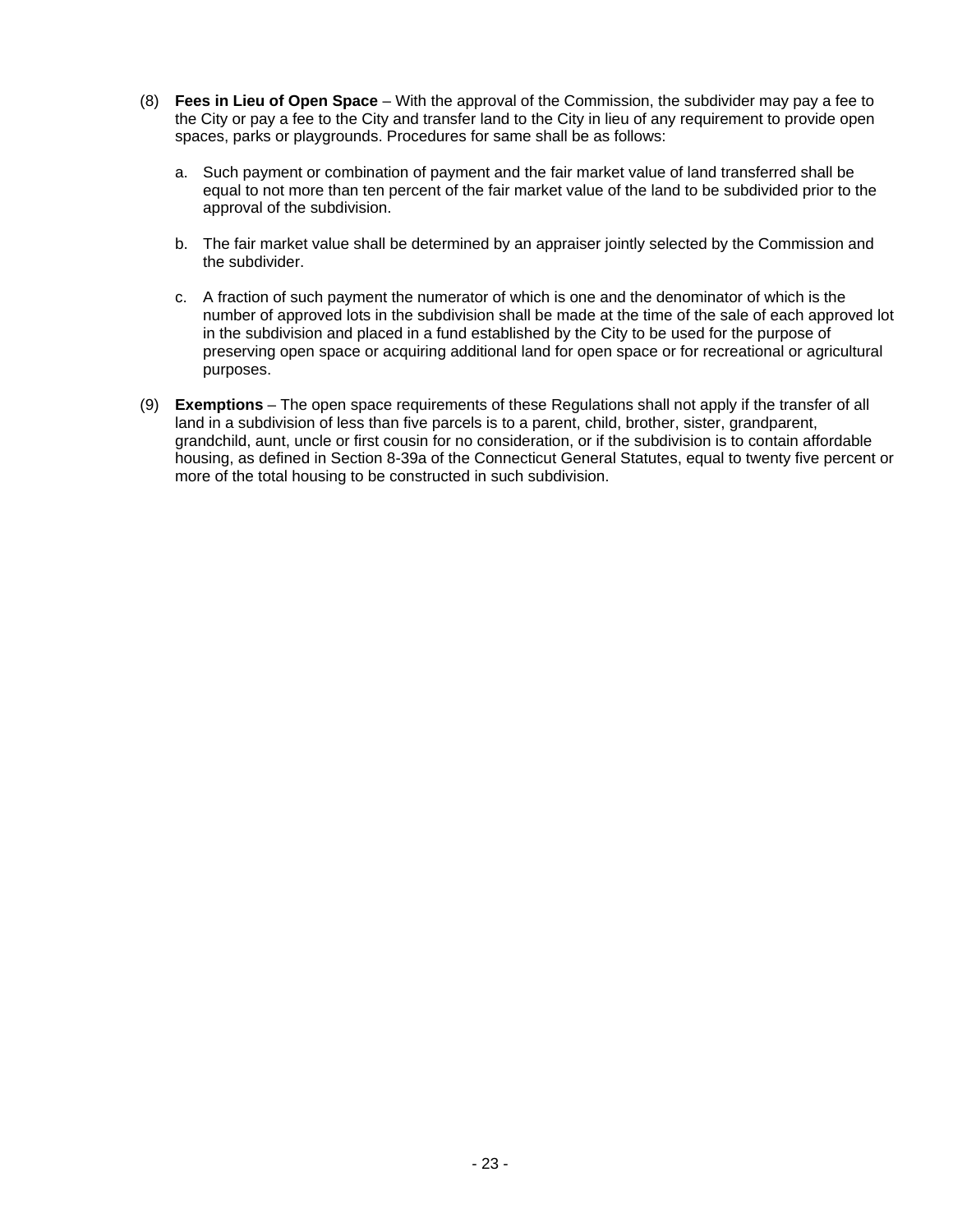(8) **Fees in Lieu of Open Space** – With the approval of the Commission, the subdivider may pay a fee to the City or pay a fee to the City and transfer land to the City in lieu of any requirement to provide open spaces, parks or playgrounds. Procedures for same shall be as follows:

   a. Such payment or combination of payment and the fair market value of land transferred shall be equal to not more than ten percent of the fair market value of the land to be subdivided prior to the approval of the subdivision.

   b. The fair market value shall be determined by an appraiser jointly selected by the Commission and the subdivider.

   c. A fraction of such payment the numerator of which is one and the denominator of which is the number of approved lots in the subdivision shall be made at the time of the sale of each approved lot in the subdivision and placed in a fund established by the City to be used for the purpose of preserving open space or acquiring additional land for open space or for recreational or agricultural purposes.

(9) **Exemptions** – The open space requirements of these Regulations shall not apply if the transfer of all land in a subdivision of less than five parcels is to a parent, child, brother, sister, grandparent, grandchild, aunt, uncle or first cousin for no consideration, or if the subdivision is to contain affordable housing, as defined in Section 8-39a of the Connecticut General Statutes, equal to twenty five percent or more of the total housing to be constructed in such subdivision.